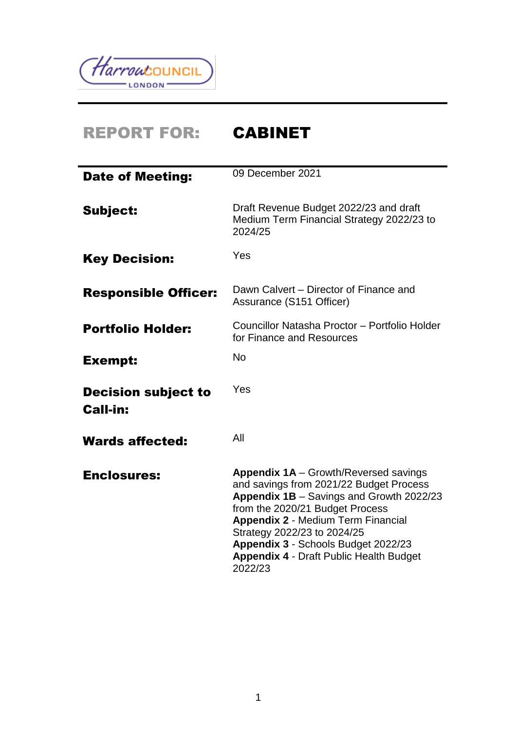# REPORT FOR: CABINET

| | |
|---|---|
| **Date of Meeting:** | 09 December 2021 |
| **Subject:** | Draft Revenue Budget 2022/23 and draft Medium Term Financial Strategy 2022/23 to 2024/25 |
| **Key Decision:** | Yes |
| **Responsible Officer:** | Dawn Calvert – Director of Finance and Assurance (S151 Officer) |
| **Portfolio Holder:** | Councillor Natasha Proctor – Portfolio Holder for Finance and Resources |
| **Exempt:** | No |
| **Decision subject to Call-in:** | Yes |
| **Wards affected:** | All |
| **Enclosures:** | **Appendix 1A** – Growth/Reversed savings and savings from 2021/22 Budget Process<br>**Appendix 1B** – Savings and Growth 2022/23 from the 2020/21 Budget Process<br>**Appendix 2** - Medium Term Financial Strategy 2022/23 to 2024/25<br>**Appendix 3** - Schools Budget 2022/23<br>**Appendix 4** - Draft Public Health Budget 2022/23 |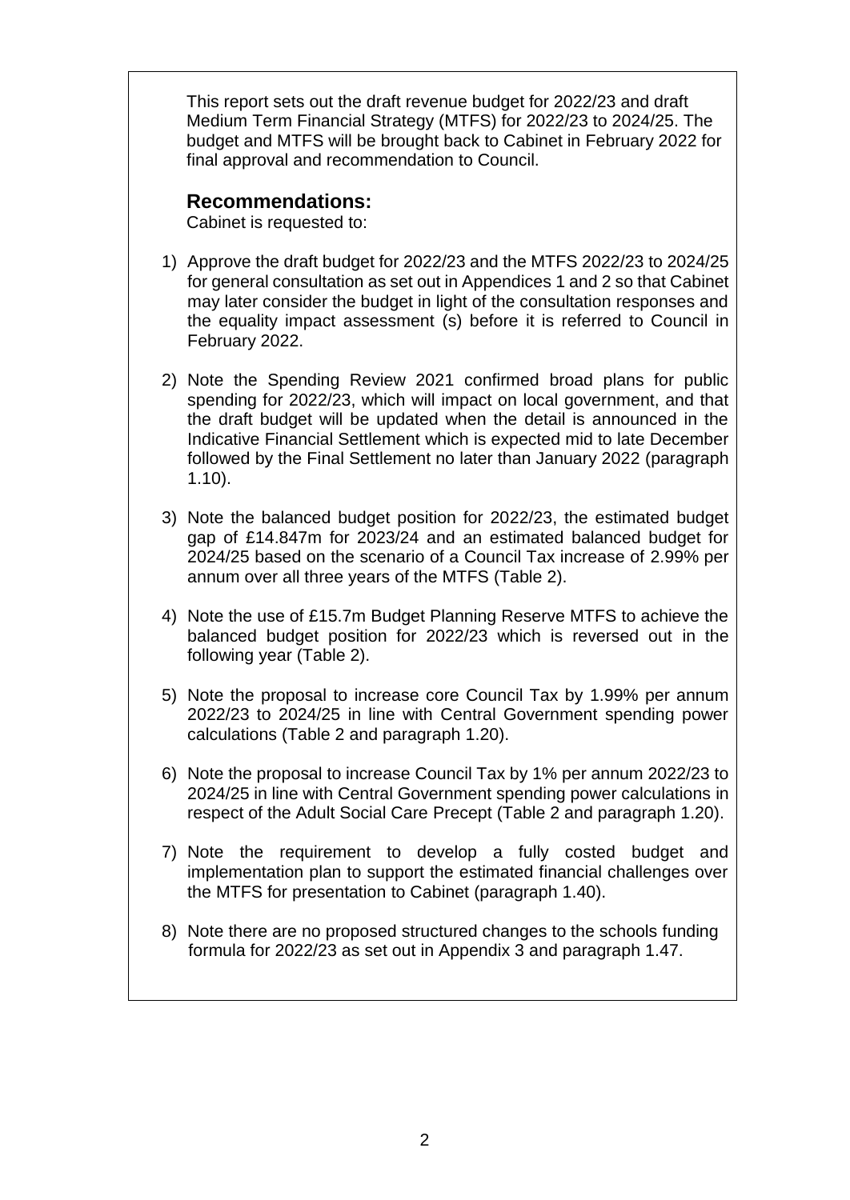This report sets out the draft revenue budget for 2022/23 and draft Medium Term Financial Strategy (MTFS) for 2022/23 to 2024/25. The budget and MTFS will be brought back to Cabinet in February 2022 for final approval and recommendation to Council.

## Recommendations:

Cabinet is requested to:

1) Approve the draft budget for 2022/23 and the MTFS 2022/23 to 2024/25 for general consultation as set out in Appendices 1 and 2 so that Cabinet may later consider the budget in light of the consultation responses and the equality impact assessment (s) before it is referred to Council in February 2022.

2) Note the Spending Review 2021 confirmed broad plans for public spending for 2022/23, which will impact on local government, and that the draft budget will be updated when the detail is announced in the Indicative Financial Settlement which is expected mid to late December followed by the Final Settlement no later than January 2022 (paragraph 1.10).

3) Note the balanced budget position for 2022/23, the estimated budget gap of £14.847m for 2023/24 and an estimated balanced budget for 2024/25 based on the scenario of a Council Tax increase of 2.99% per annum over all three years of the MTFS (Table 2).

4) Note the use of £15.7m Budget Planning Reserve MTFS to achieve the balanced budget position for 2022/23 which is reversed out in the following year (Table 2).

5) Note the proposal to increase core Council Tax by 1.99% per annum 2022/23 to 2024/25 in line with Central Government spending power calculations (Table 2 and paragraph 1.20).

6) Note the proposal to increase Council Tax by 1% per annum 2022/23 to 2024/25 in line with Central Government spending power calculations in respect of the Adult Social Care Precept (Table 2 and paragraph 1.20).

7) Note the requirement to develop a fully costed budget and implementation plan to support the estimated financial challenges over the MTFS for presentation to Cabinet (paragraph 1.40).

8) Note there are no proposed structured changes to the schools funding formula for 2022/23 as set out in Appendix 3 and paragraph 1.47.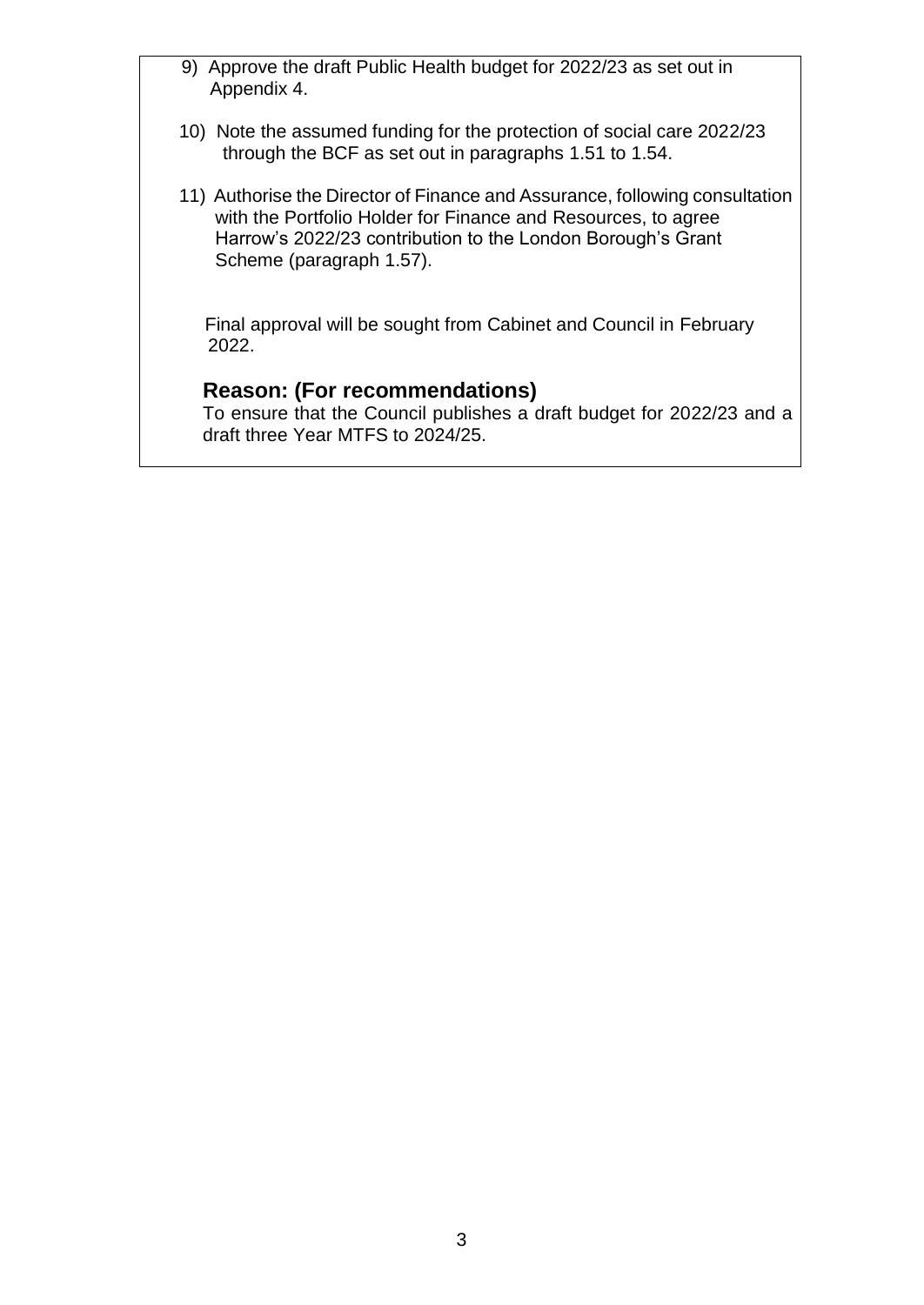9) Approve the draft Public Health budget for 2022/23 as set out in Appendix 4.

10) Note the assumed funding for the protection of social care 2022/23 through the BCF as set out in paragraphs 1.51 to 1.54.

11) Authorise the Director of Finance and Assurance, following consultation with the Portfolio Holder for Finance and Resources, to agree Harrow's 2022/23 contribution to the London Borough's Grant Scheme (paragraph 1.57).

Final approval will be sought from Cabinet and Council in February 2022.

**Reason: (For recommendations)**

To ensure that the Council publishes a draft budget for 2022/23 and a draft three Year MTFS to 2024/25.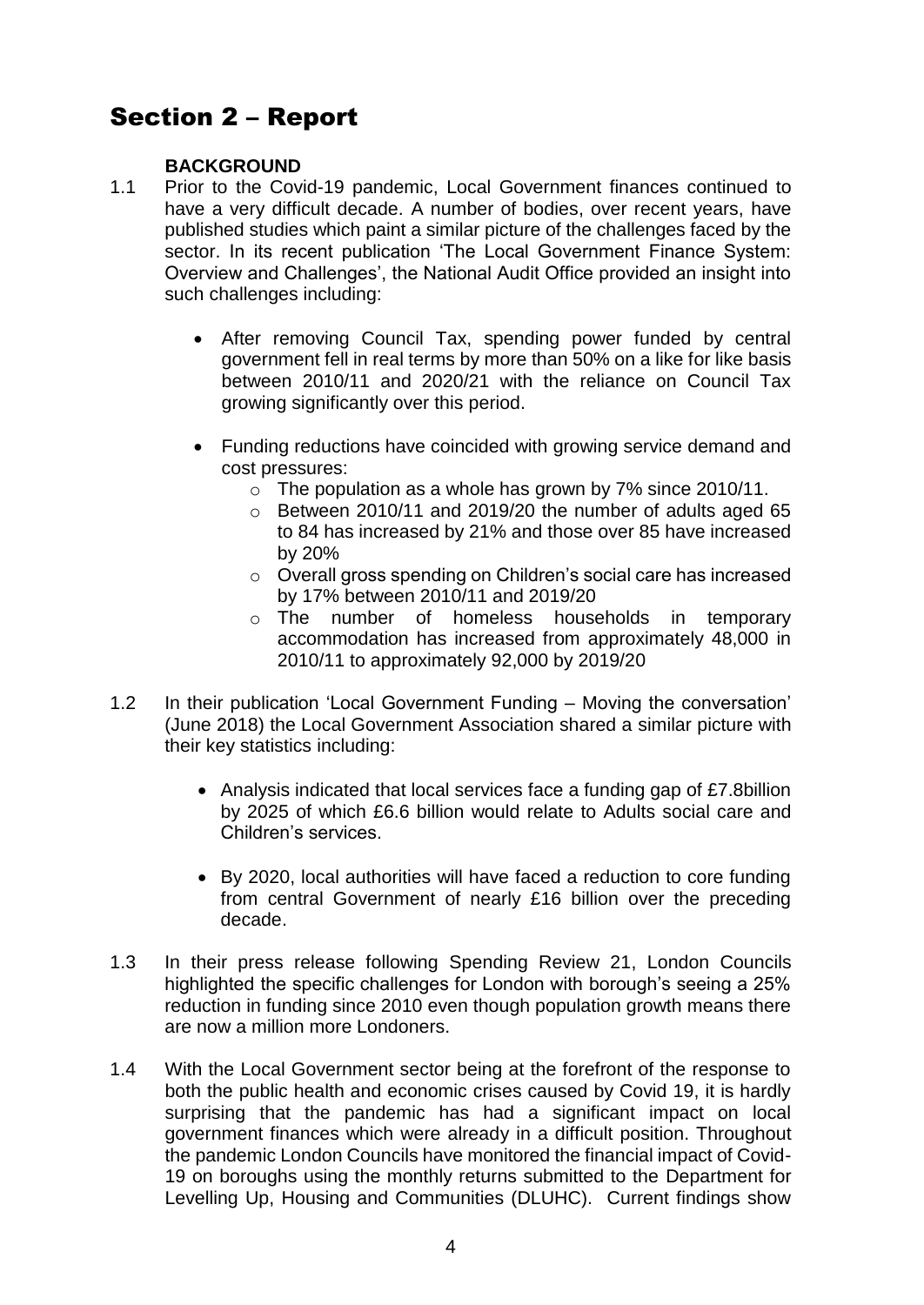# Section 2 – Report

**BACKGROUND**

1.1 Prior to the Covid-19 pandemic, Local Government finances continued to have a very difficult decade. A number of bodies, over recent years, have published studies which paint a similar picture of the challenges faced by the sector. In its recent publication 'The Local Government Finance System: Overview and Challenges', the National Audit Office provided an insight into such challenges including:

- After removing Council Tax, spending power funded by central government fell in real terms by more than 50% on a like for like basis between 2010/11 and 2020/21 with the reliance on Council Tax growing significantly over this period.

- Funding reductions have coincided with growing service demand and cost pressures:
  - The population as a whole has grown by 7% since 2010/11.
  - Between 2010/11 and 2019/20 the number of adults aged 65 to 84 has increased by 21% and those over 85 have increased by 20%
  - Overall gross spending on Children's social care has increased by 17% between 2010/11 and 2019/20
  - The number of homeless households in temporary accommodation has increased from approximately 48,000 in 2010/11 to approximately 92,000 by 2019/20

1.2 In their publication 'Local Government Funding – Moving the conversation' (June 2018) the Local Government Association shared a similar picture with their key statistics including:

- Analysis indicated that local services face a funding gap of £7.8billion by 2025 of which £6.6 billion would relate to Adults social care and Children's services.

- By 2020, local authorities will have faced a reduction to core funding from central Government of nearly £16 billion over the preceding decade.

1.3 In their press release following Spending Review 21, London Councils highlighted the specific challenges for London with borough's seeing a 25% reduction in funding since 2010 even though population growth means there are now a million more Londoners.

1.4 With the Local Government sector being at the forefront of the response to both the public health and economic crises caused by Covid 19, it is hardly surprising that the pandemic has had a significant impact on local government finances which were already in a difficult position. Throughout the pandemic London Councils have monitored the financial impact of Covid-19 on boroughs using the monthly returns submitted to the Department for Levelling Up, Housing and Communities (DLUHC). Current findings show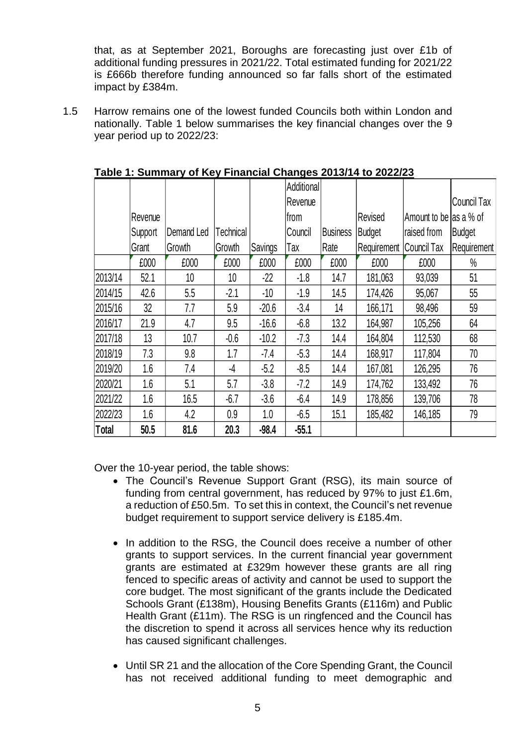that, as at September 2021, Boroughs are forecasting just over £1b of additional funding pressures in 2021/22. Total estimated funding for 2021/22 is £666b therefore funding announced so far falls short of the estimated impact by £384m.

1.5 Harrow remains one of the lowest funded Councils both within London and nationally. Table 1 below summarises the key financial changes over the 9 year period up to 2022/23:

**Table 1: Summary of Key Financial Changes 2013/14 to 2022/23**

| | Revenue Support Grant | Demand Led Growth | Technical Growth | Savings | Additional Revenue from Council Tax | Business Rate | Revised Budget Requirement | Amount to be raised from Council Tax | Council Tax as a % of Budget Requirement |
|---|---|---|---|---|---|---|---|---|---|
| | £000 | £000 | £000 | £000 | £000 | £000 | £000 | £000 | % |
| 2013/14 | 52.1 | 10 | 10 | -22 | -1.8 | 14.7 | 181,063 | 93,039 | 51 |
| 2014/15 | 42.6 | 5.5 | -2.1 | -10 | -1.9 | 14.5 | 174,426 | 95,067 | 55 |
| 2015/16 | 32 | 7.7 | 5.9 | -20.6 | -3.4 | 14 | 166,171 | 98,496 | 59 |
| 2016/17 | 21.9 | 4.7 | 9.5 | -16.6 | -6.8 | 13.2 | 164,987 | 105,256 | 64 |
| 2017/18 | 13 | 10.7 | -0.6 | -10.2 | -7.3 | 14.4 | 164,804 | 112,530 | 68 |
| 2018/19 | 7.3 | 9.8 | 1.7 | -7.4 | -5.3 | 14.4 | 168,917 | 117,804 | 70 |
| 2019/20 | 1.6 | 7.4 | -4 | -5.2 | -8.5 | 14.4 | 167,081 | 126,295 | 76 |
| 2020/21 | 1.6 | 5.1 | 5.7 | -3.8 | -7.2 | 14.9 | 174,762 | 133,492 | 76 |
| 2021/22 | 1.6 | 16.5 | -6.7 | -3.6 | -6.4 | 14.9 | 178,856 | 139,706 | 78 |
| 2022/23 | 1.6 | 4.2 | 0.9 | 1.0 | -6.5 | 15.1 | 185,482 | 146,185 | 79 |
| **Total** | **50.5** | **81.6** | **20.3** | **-98.4** | **-55.1** | | | | |

Over the 10-year period, the table shows:

- The Council's Revenue Support Grant (RSG), its main source of funding from central government, has reduced by 97% to just £1.6m, a reduction of £50.5m. To set this in context, the Council's net revenue budget requirement to support service delivery is £185.4m.

- In addition to the RSG, the Council does receive a number of other grants to support services. In the current financial year government grants are estimated at £329m however these grants are all ring fenced to specific areas of activity and cannot be used to support the core budget. The most significant of the grants include the Dedicated Schools Grant (£138m), Housing Benefits Grants (£116m) and Public Health Grant (£11m). The RSG is un ringfenced and the Council has the discretion to spend it across all services hence why its reduction has caused significant challenges.

- Until SR 21 and the allocation of the Core Spending Grant, the Council has not received additional funding to meet demographic and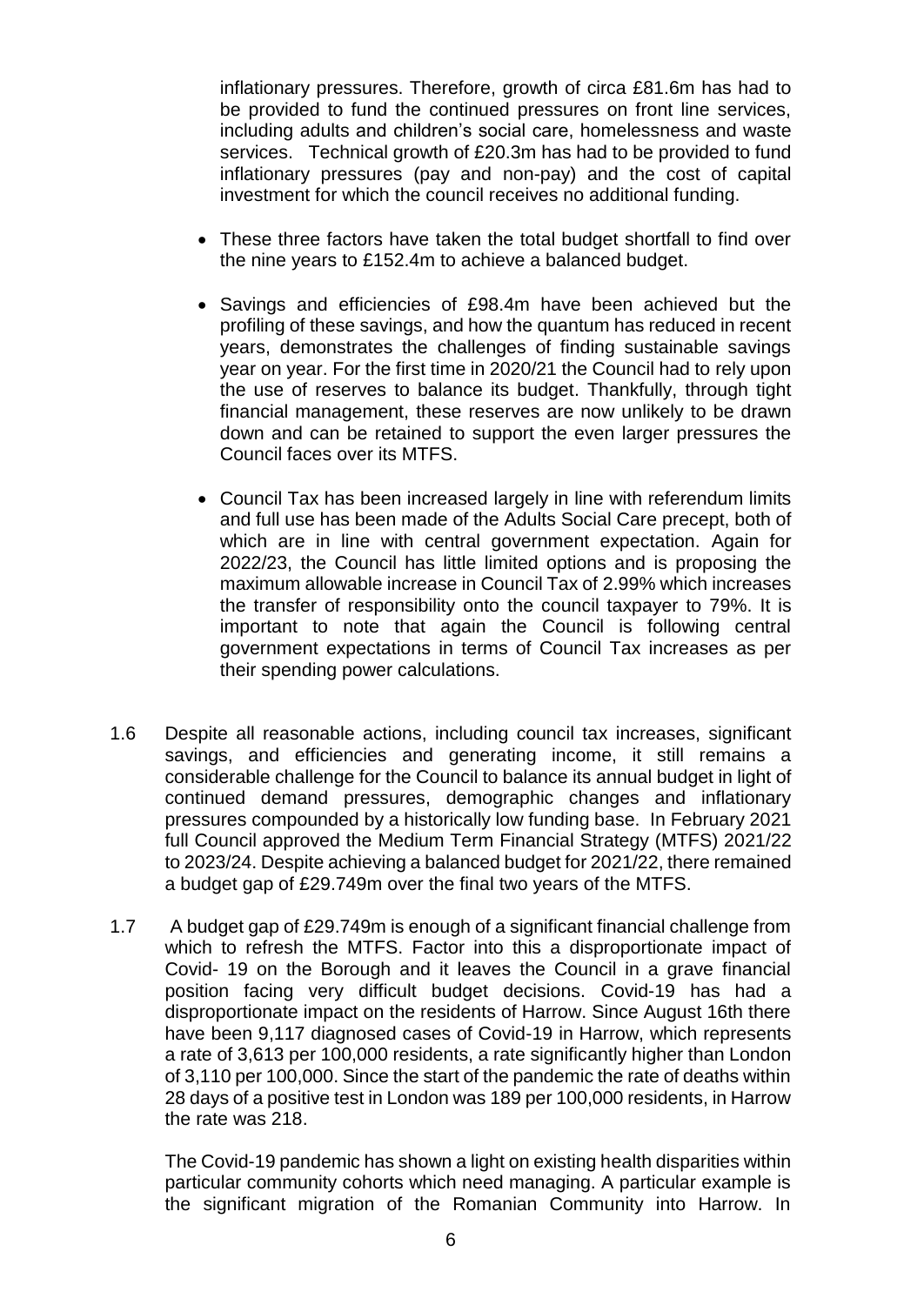inflationary pressures. Therefore, growth of circa £81.6m has had to be provided to fund the continued pressures on front line services, including adults and children's social care, homelessness and waste services. Technical growth of £20.3m has had to be provided to fund inflationary pressures (pay and non-pay) and the cost of capital investment for which the council receives no additional funding.

- These three factors have taken the total budget shortfall to find over the nine years to £152.4m to achieve a balanced budget.
- Savings and efficiencies of £98.4m have been achieved but the profiling of these savings, and how the quantum has reduced in recent years, demonstrates the challenges of finding sustainable savings year on year. For the first time in 2020/21 the Council had to rely upon the use of reserves to balance its budget. Thankfully, through tight financial management, these reserves are now unlikely to be drawn down and can be retained to support the even larger pressures the Council faces over its MTFS.
- Council Tax has been increased largely in line with referendum limits and full use has been made of the Adults Social Care precept, both of which are in line with central government expectation. Again for 2022/23, the Council has little limited options and is proposing the maximum allowable increase in Council Tax of 2.99% which increases the transfer of responsibility onto the council taxpayer to 79%. It is important to note that again the Council is following central government expectations in terms of Council Tax increases as per their spending power calculations.

1.6 Despite all reasonable actions, including council tax increases, significant savings, and efficiencies and generating income, it still remains a considerable challenge for the Council to balance its annual budget in light of continued demand pressures, demographic changes and inflationary pressures compounded by a historically low funding base. In February 2021 full Council approved the Medium Term Financial Strategy (MTFS) 2021/22 to 2023/24. Despite achieving a balanced budget for 2021/22, there remained a budget gap of £29.749m over the final two years of the MTFS.

1.7 A budget gap of £29.749m is enough of a significant financial challenge from which to refresh the MTFS. Factor into this a disproportionate impact of Covid- 19 on the Borough and it leaves the Council in a grave financial position facing very difficult budget decisions. Covid-19 has had a disproportionate impact on the residents of Harrow. Since August 16th there have been 9,117 diagnosed cases of Covid-19 in Harrow, which represents a rate of 3,613 per 100,000 residents, a rate significantly higher than London of 3,110 per 100,000. Since the start of the pandemic the rate of deaths within 28 days of a positive test in London was 189 per 100,000 residents, in Harrow the rate was 218.

The Covid-19 pandemic has shown a light on existing health disparities within particular community cohorts which need managing. A particular example is the significant migration of the Romanian Community into Harrow. In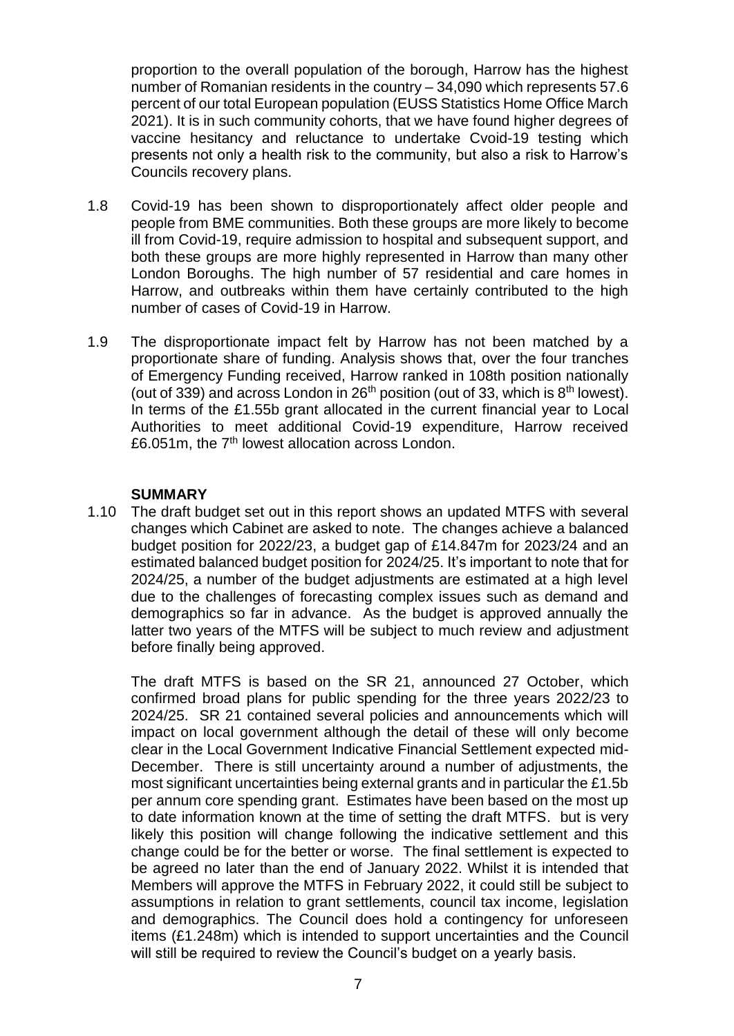proportion to the overall population of the borough, Harrow has the highest number of Romanian residents in the country – 34,090 which represents 57.6 percent of our total European population (EUSS Statistics Home Office March 2021). It is in such community cohorts, that we have found higher degrees of vaccine hesitancy and reluctance to undertake Cvoid-19 testing which presents not only a health risk to the community, but also a risk to Harrow's Councils recovery plans.

1.8 Covid-19 has been shown to disproportionately affect older people and people from BME communities. Both these groups are more likely to become ill from Covid-19, require admission to hospital and subsequent support, and both these groups are more highly represented in Harrow than many other London Boroughs. The high number of 57 residential and care homes in Harrow, and outbreaks within them have certainly contributed to the high number of cases of Covid-19 in Harrow.

1.9 The disproportionate impact felt by Harrow has not been matched by a proportionate share of funding. Analysis shows that, over the four tranches of Emergency Funding received, Harrow ranked in 108th position nationally (out of 339) and across London in 26th position (out of 33, which is 8th lowest). In terms of the £1.55b grant allocated in the current financial year to Local Authorities to meet additional Covid-19 expenditure, Harrow received £6.051m, the 7th lowest allocation across London.

**SUMMARY**

1.10 The draft budget set out in this report shows an updated MTFS with several changes which Cabinet are asked to note. The changes achieve a balanced budget position for 2022/23, a budget gap of £14.847m for 2023/24 and an estimated balanced budget position for 2024/25. It's important to note that for 2024/25, a number of the budget adjustments are estimated at a high level due to the challenges of forecasting complex issues such as demand and demographics so far in advance. As the budget is approved annually the latter two years of the MTFS will be subject to much review and adjustment before finally being approved.

The draft MTFS is based on the SR 21, announced 27 October, which confirmed broad plans for public spending for the three years 2022/23 to 2024/25. SR 21 contained several policies and announcements which will impact on local government although the detail of these will only become clear in the Local Government Indicative Financial Settlement expected mid-December. There is still uncertainty around a number of adjustments, the most significant uncertainties being external grants and in particular the £1.5b per annum core spending grant. Estimates have been based on the most up to date information known at the time of setting the draft MTFS. but is very likely this position will change following the indicative settlement and this change could be for the better or worse. The final settlement is expected to be agreed no later than the end of January 2022. Whilst it is intended that Members will approve the MTFS in February 2022, it could still be subject to assumptions in relation to grant settlements, council tax income, legislation and demographics. The Council does hold a contingency for unforeseen items (£1.248m) which is intended to support uncertainties and the Council will still be required to review the Council's budget on a yearly basis.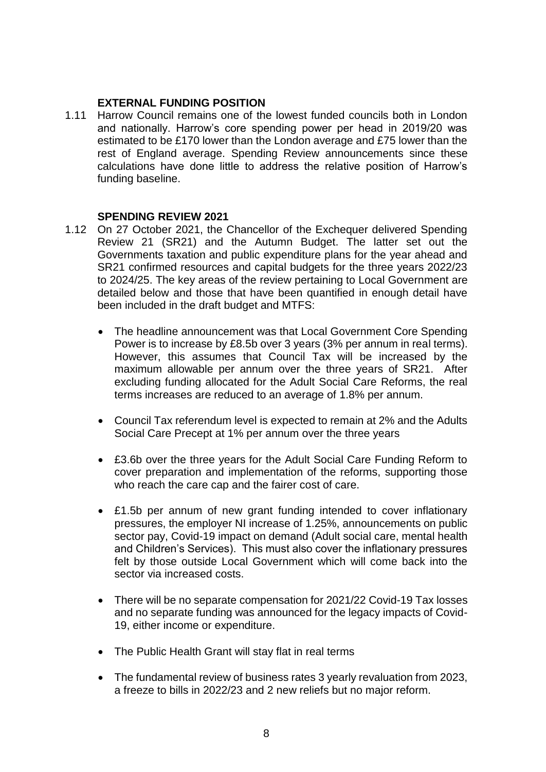## EXTERNAL FUNDING POSITION

1.11 Harrow Council remains one of the lowest funded councils both in London and nationally. Harrow's core spending power per head in 2019/20 was estimated to be £170 lower than the London average and £75 lower than the rest of England average. Spending Review announcements since these calculations have done little to address the relative position of Harrow's funding baseline.

## SPENDING REVIEW 2021

1.12 On 27 October 2021, the Chancellor of the Exchequer delivered Spending Review 21 (SR21) and the Autumn Budget. The latter set out the Governments taxation and public expenditure plans for the year ahead and SR21 confirmed resources and capital budgets for the three years 2022/23 to 2024/25. The key areas of the review pertaining to Local Government are detailed below and those that have been quantified in enough detail have been included in the draft budget and MTFS:

- The headline announcement was that Local Government Core Spending Power is to increase by £8.5b over 3 years (3% per annum in real terms). However, this assumes that Council Tax will be increased by the maximum allowable per annum over the three years of SR21. After excluding funding allocated for the Adult Social Care Reforms, the real terms increases are reduced to an average of 1.8% per annum.

- Council Tax referendum level is expected to remain at 2% and the Adults Social Care Precept at 1% per annum over the three years

- £3.6b over the three years for the Adult Social Care Funding Reform to cover preparation and implementation of the reforms, supporting those who reach the care cap and the fairer cost of care.

- £1.5b per annum of new grant funding intended to cover inflationary pressures, the employer NI increase of 1.25%, announcements on public sector pay, Covid-19 impact on demand (Adult social care, mental health and Children's Services). This must also cover the inflationary pressures felt by those outside Local Government which will come back into the sector via increased costs.

- There will be no separate compensation for 2021/22 Covid-19 Tax losses and no separate funding was announced for the legacy impacts of Covid-19, either income or expenditure.

- The Public Health Grant will stay flat in real terms

- The fundamental review of business rates 3 yearly revaluation from 2023, a freeze to bills in 2022/23 and 2 new reliefs but no major reform.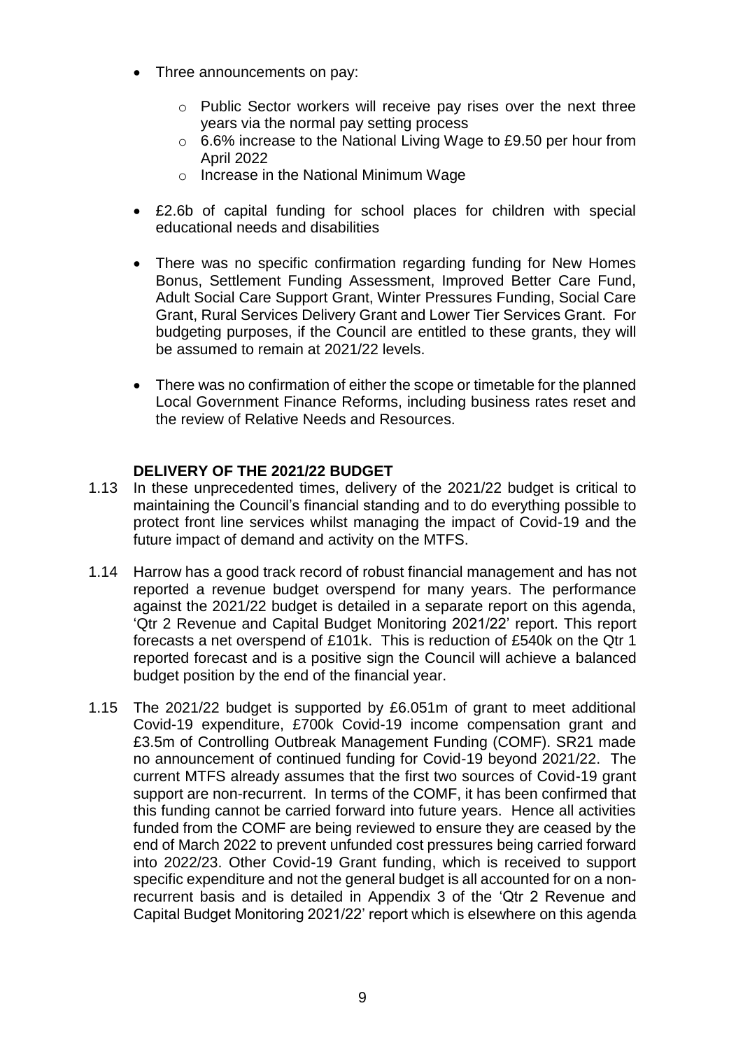- Three announcements on pay:
  - Public Sector workers will receive pay rises over the next three years via the normal pay setting process
  - 6.6% increase to the National Living Wage to £9.50 per hour from April 2022
  - Increase in the National Minimum Wage
- £2.6b of capital funding for school places for children with special educational needs and disabilities
- There was no specific confirmation regarding funding for New Homes Bonus, Settlement Funding Assessment, Improved Better Care Fund, Adult Social Care Support Grant, Winter Pressures Funding, Social Care Grant, Rural Services Delivery Grant and Lower Tier Services Grant. For budgeting purposes, if the Council are entitled to these grants, they will be assumed to remain at 2021/22 levels.
- There was no confirmation of either the scope or timetable for the planned Local Government Finance Reforms, including business rates reset and the review of Relative Needs and Resources.

**DELIVERY OF THE 2021/22 BUDGET**

1.13 In these unprecedented times, delivery of the 2021/22 budget is critical to maintaining the Council's financial standing and to do everything possible to protect front line services whilst managing the impact of Covid-19 and the future impact of demand and activity on the MTFS.

1.14 Harrow has a good track record of robust financial management and has not reported a revenue budget overspend for many years. The performance against the 2021/22 budget is detailed in a separate report on this agenda, 'Qtr 2 Revenue and Capital Budget Monitoring 2021/22' report. This report forecasts a net overspend of £101k. This is reduction of £540k on the Qtr 1 reported forecast and is a positive sign the Council will achieve a balanced budget position by the end of the financial year.

1.15 The 2021/22 budget is supported by £6.051m of grant to meet additional Covid-19 expenditure, £700k Covid-19 income compensation grant and £3.5m of Controlling Outbreak Management Funding (COMF). SR21 made no announcement of continued funding for Covid-19 beyond 2021/22. The current MTFS already assumes that the first two sources of Covid-19 grant support are non-recurrent. In terms of the COMF, it has been confirmed that this funding cannot be carried forward into future years. Hence all activities funded from the COMF are being reviewed to ensure they are ceased by the end of March 2022 to prevent unfunded cost pressures being carried forward into 2022/23. Other Covid-19 Grant funding, which is received to support specific expenditure and not the general budget is all accounted for on a non-recurrent basis and is detailed in Appendix 3 of the 'Qtr 2 Revenue and Capital Budget Monitoring 2021/22' report which is elsewhere on this agenda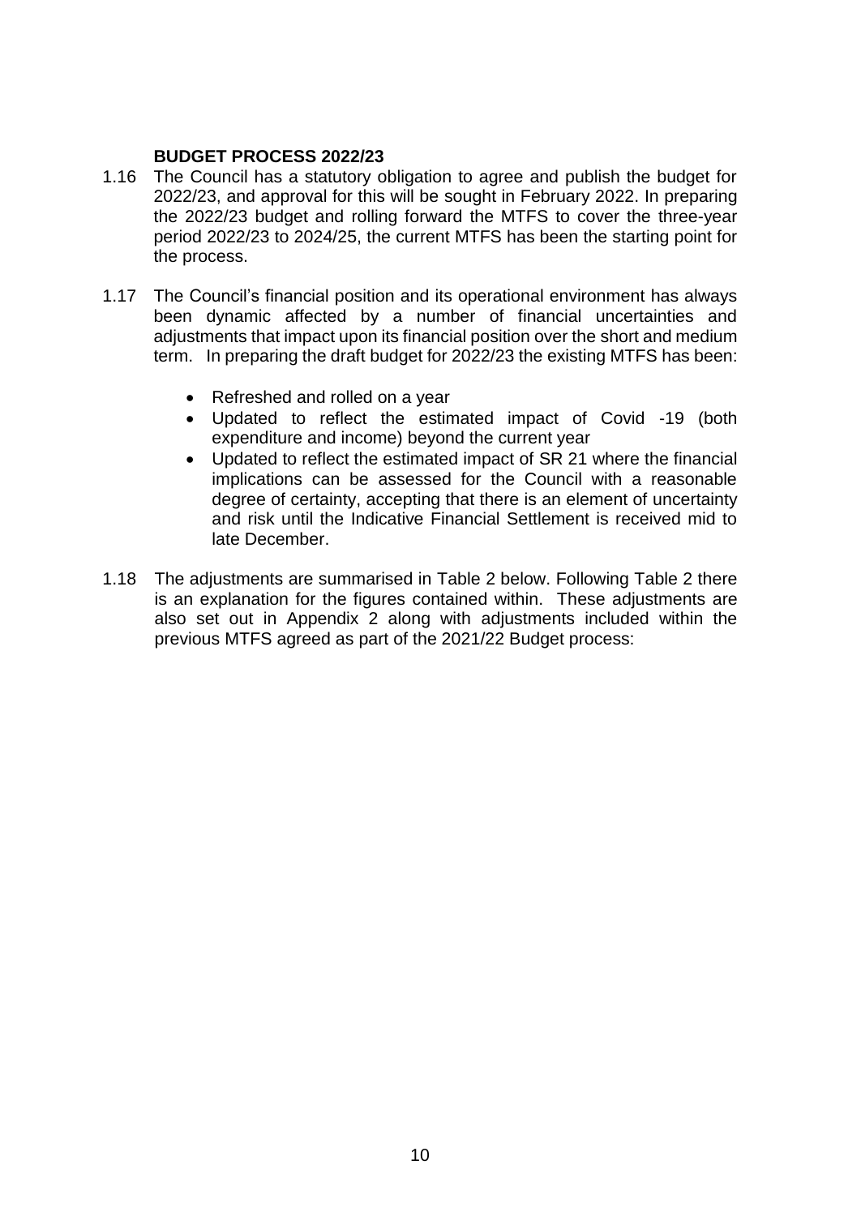## BUDGET PROCESS 2022/23

1.16 The Council has a statutory obligation to agree and publish the budget for 2022/23, and approval for this will be sought in February 2022. In preparing the 2022/23 budget and rolling forward the MTFS to cover the three-year period 2022/23 to 2024/25, the current MTFS has been the starting point for the process.

1.17 The Council's financial position and its operational environment has always been dynamic affected by a number of financial uncertainties and adjustments that impact upon its financial position over the short and medium term. In preparing the draft budget for 2022/23 the existing MTFS has been:

- Refreshed and rolled on a year
- Updated to reflect the estimated impact of Covid -19 (both expenditure and income) beyond the current year
- Updated to reflect the estimated impact of SR 21 where the financial implications can be assessed for the Council with a reasonable degree of certainty, accepting that there is an element of uncertainty and risk until the Indicative Financial Settlement is received mid to late December.

1.18 The adjustments are summarised in Table 2 below. Following Table 2 there is an explanation for the figures contained within. These adjustments are also set out in Appendix 2 along with adjustments included within the previous MTFS agreed as part of the 2021/22 Budget process: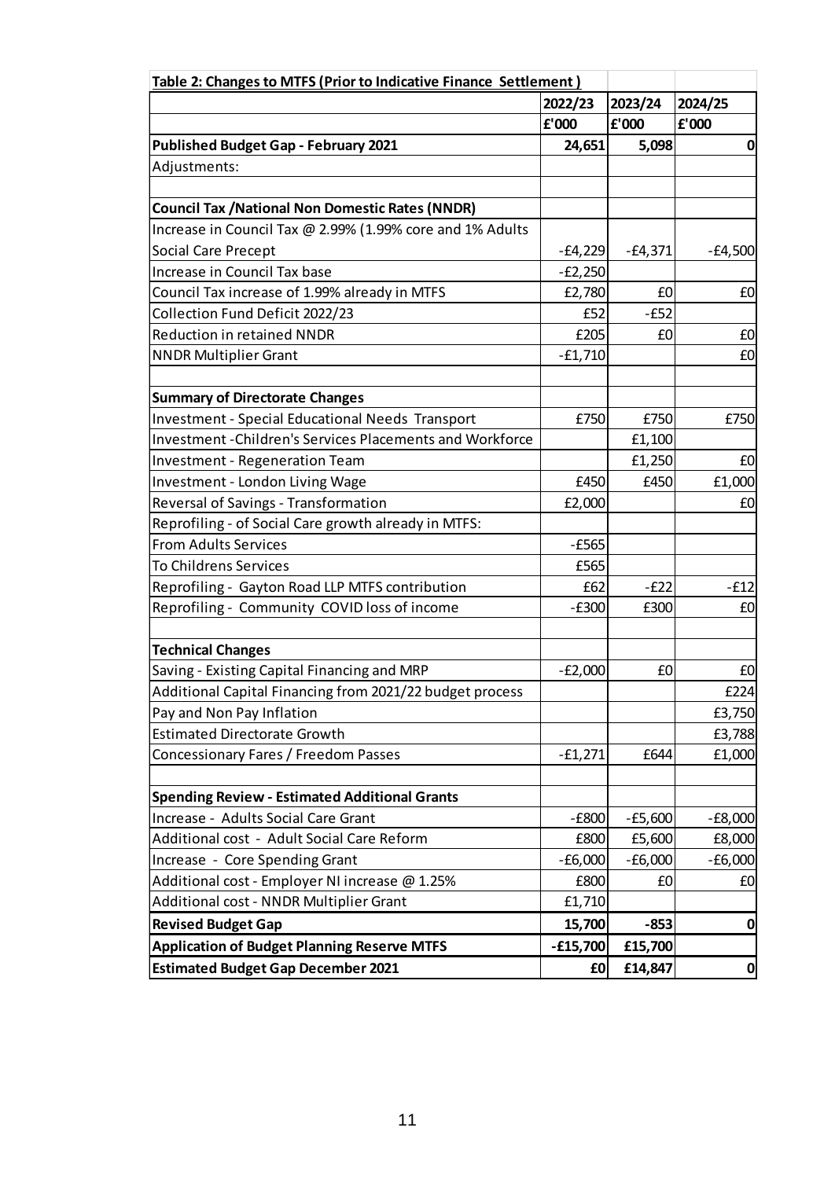| Table 2: Changes to MTFS (Prior to Indicative Finance Settlement) | | | |
|---|---|---|---|
| | 2022/23 | 2023/24 | 2024/25 |
| | £'000 | £'000 | £'000 |
| **Published Budget Gap - February 2021** | **24,651** | **5,098** | **0** |
| Adjustments: | | | |
| | | | |
| **Council Tax /National Non Domestic Rates (NNDR)** | | | |
| Increase in Council Tax @ 2.99% (1.99% core and 1% Adults Social Care Precept | -£4,229 | -£4,371 | -£4,500 |
| Increase in Council Tax base | -£2,250 | | |
| Council Tax increase of 1.99% already in MTFS | £2,780 | £0 | £0 |
| Collection Fund Deficit 2022/23 | £52 | -£52 | |
| Reduction in retained NNDR | £205 | £0 | £0 |
| NNDR Multiplier Grant | -£1,710 | | £0 |
| | | | |
| **Summary of Directorate Changes** | | | |
| Investment - Special Educational Needs Transport | £750 | £750 | £750 |
| Investment -Children's Services Placements and Workforce | | £1,100 | |
| Investment - Regeneration Team | | £1,250 | £0 |
| Investment - London Living Wage | £450 | £450 | £1,000 |
| Reversal of Savings - Transformation | £2,000 | | £0 |
| Reprofiling - of Social Care growth already in MTFS: | | | |
| From Adults Services | -£565 | | |
| To Childrens Services | £565 | | |
| Reprofiling - Gayton Road LLP MTFS contribution | £62 | -£22 | -£12 |
| Reprofiling - Community COVID loss of income | -£300 | £300 | £0 |
| | | | |
| **Technical Changes** | | | |
| Saving - Existing Capital Financing and MRP | -£2,000 | £0 | £0 |
| Additional Capital Financing from 2021/22 budget process | | | £224 |
| Pay and Non Pay Inflation | | | £3,750 |
| Estimated Directorate Growth | | | £3,788 |
| Concessionary Fares / Freedom Passes | -£1,271 | £644 | £1,000 |
| | | | |
| **Spending Review - Estimated Additional Grants** | | | |
| Increase - Adults Social Care Grant | -£800 | -£5,600 | -£8,000 |
| Additional cost - Adult Social Care Reform | £800 | £5,600 | £8,000 |
| Increase - Core Spending Grant | -£6,000 | -£6,000 | -£6,000 |
| Additional cost - Employer NI increase @ 1.25% | £800 | £0 | £0 |
| Additional cost - NNDR Multiplier Grant | £1,710 | | |
| **Revised Budget Gap** | **15,700** | **-853** | **0** |
| **Application of Budget Planning Reserve MTFS** | **-£15,700** | **£15,700** | |
| **Estimated Budget Gap December 2021** | **£0** | **£14,847** | **0** |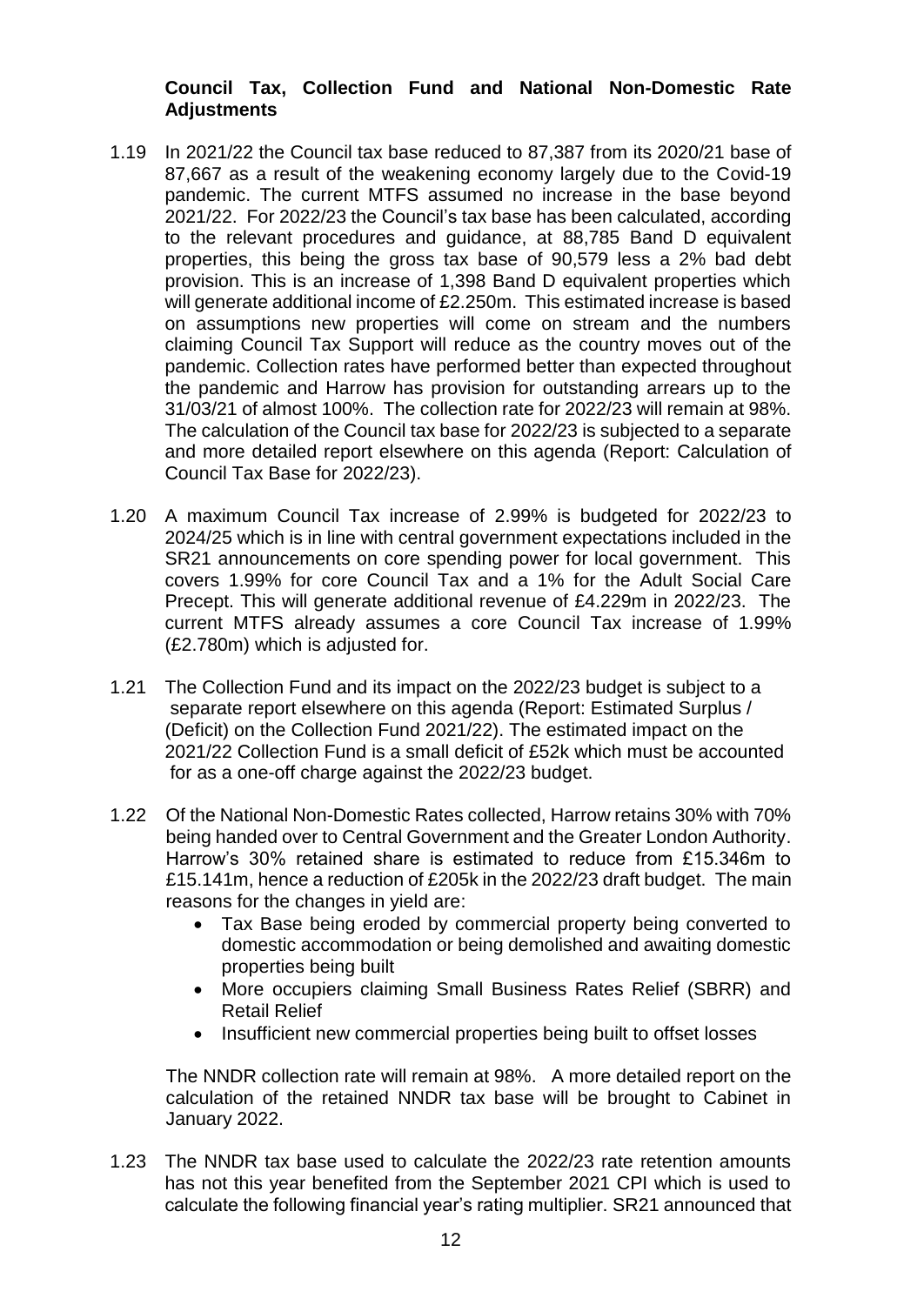**Council Tax, Collection Fund and National Non-Domestic Rate Adjustments**

1.19 In 2021/22 the Council tax base reduced to 87,387 from its 2020/21 base of 87,667 as a result of the weakening economy largely due to the Covid-19 pandemic. The current MTFS assumed no increase in the base beyond 2021/22. For 2022/23 the Council's tax base has been calculated, according to the relevant procedures and guidance, at 88,785 Band D equivalent properties, this being the gross tax base of 90,579 less a 2% bad debt provision. This is an increase of 1,398 Band D equivalent properties which will generate additional income of £2.250m. This estimated increase is based on assumptions new properties will come on stream and the numbers claiming Council Tax Support will reduce as the country moves out of the pandemic. Collection rates have performed better than expected throughout the pandemic and Harrow has provision for outstanding arrears up to the 31/03/21 of almost 100%. The collection rate for 2022/23 will remain at 98%. The calculation of the Council tax base for 2022/23 is subjected to a separate and more detailed report elsewhere on this agenda (Report: Calculation of Council Tax Base for 2022/23).

1.20 A maximum Council Tax increase of 2.99% is budgeted for 2022/23 to 2024/25 which is in line with central government expectations included in the SR21 announcements on core spending power for local government. This covers 1.99% for core Council Tax and a 1% for the Adult Social Care Precept. This will generate additional revenue of £4.229m in 2022/23. The current MTFS already assumes a core Council Tax increase of 1.99% (£2.780m) which is adjusted for.

1.21 The Collection Fund and its impact on the 2022/23 budget is subject to a separate report elsewhere on this agenda (Report: Estimated Surplus / (Deficit) on the Collection Fund 2021/22). The estimated impact on the 2021/22 Collection Fund is a small deficit of £52k which must be accounted for as a one-off charge against the 2022/23 budget.

1.22 Of the National Non-Domestic Rates collected, Harrow retains 30% with 70% being handed over to Central Government and the Greater London Authority. Harrow's 30% retained share is estimated to reduce from £15.346m to £15.141m, hence a reduction of £205k in the 2022/23 draft budget. The main reasons for the changes in yield are:

- Tax Base being eroded by commercial property being converted to domestic accommodation or being demolished and awaiting domestic properties being built
- More occupiers claiming Small Business Rates Relief (SBRR) and Retail Relief
- Insufficient new commercial properties being built to offset losses

The NNDR collection rate will remain at 98%. A more detailed report on the calculation of the retained NNDR tax base will be brought to Cabinet in January 2022.

1.23 The NNDR tax base used to calculate the 2022/23 rate retention amounts has not this year benefited from the September 2021 CPI which is used to calculate the following financial year's rating multiplier. SR21 announced that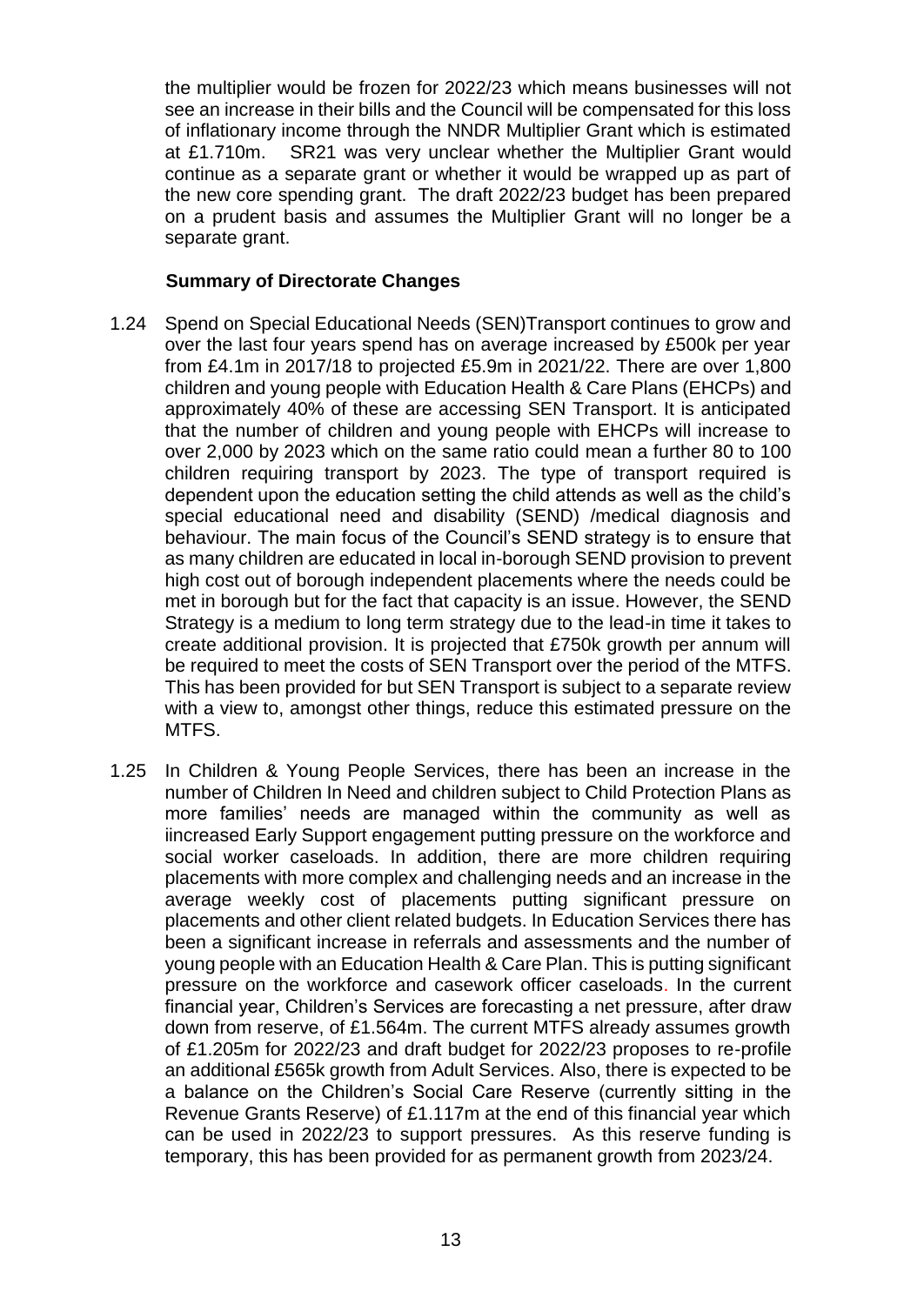the multiplier would be frozen for 2022/23 which means businesses will not see an increase in their bills and the Council will be compensated for this loss of inflationary income through the NNDR Multiplier Grant which is estimated at £1.710m. SR21 was very unclear whether the Multiplier Grant would continue as a separate grant or whether it would be wrapped up as part of the new core spending grant. The draft 2022/23 budget has been prepared on a prudent basis and assumes the Multiplier Grant will no longer be a separate grant.

**Summary of Directorate Changes**

1.24 Spend on Special Educational Needs (SEN)Transport continues to grow and over the last four years spend has on average increased by £500k per year from £4.1m in 2017/18 to projected £5.9m in 2021/22. There are over 1,800 children and young people with Education Health & Care Plans (EHCPs) and approximately 40% of these are accessing SEN Transport. It is anticipated that the number of children and young people with EHCPs will increase to over 2,000 by 2023 which on the same ratio could mean a further 80 to 100 children requiring transport by 2023. The type of transport required is dependent upon the education setting the child attends as well as the child's special educational need and disability (SEND) /medical diagnosis and behaviour. The main focus of the Council's SEND strategy is to ensure that as many children are educated in local in-borough SEND provision to prevent high cost out of borough independent placements where the needs could be met in borough but for the fact that capacity is an issue. However, the SEND Strategy is a medium to long term strategy due to the lead-in time it takes to create additional provision. It is projected that £750k growth per annum will be required to meet the costs of SEN Transport over the period of the MTFS. This has been provided for but SEN Transport is subject to a separate review with a view to, amongst other things, reduce this estimated pressure on the MTFS.

1.25 In Children & Young People Services, there has been an increase in the number of Children In Need and children subject to Child Protection Plans as more families' needs are managed within the community as well as iincreased Early Support engagement putting pressure on the workforce and social worker caseloads. In addition, there are more children requiring placements with more complex and challenging needs and an increase in the average weekly cost of placements putting significant pressure on placements and other client related budgets. In Education Services there has been a significant increase in referrals and assessments and the number of young people with an Education Health & Care Plan. This is putting significant pressure on the workforce and casework officer caseloads. In the current financial year, Children's Services are forecasting a net pressure, after draw down from reserve, of £1.564m. The current MTFS already assumes growth of £1.205m for 2022/23 and draft budget for 2022/23 proposes to re-profile an additional £565k growth from Adult Services. Also, there is expected to be a balance on the Children's Social Care Reserve (currently sitting in the Revenue Grants Reserve) of £1.117m at the end of this financial year which can be used in 2022/23 to support pressures. As this reserve funding is temporary, this has been provided for as permanent growth from 2023/24.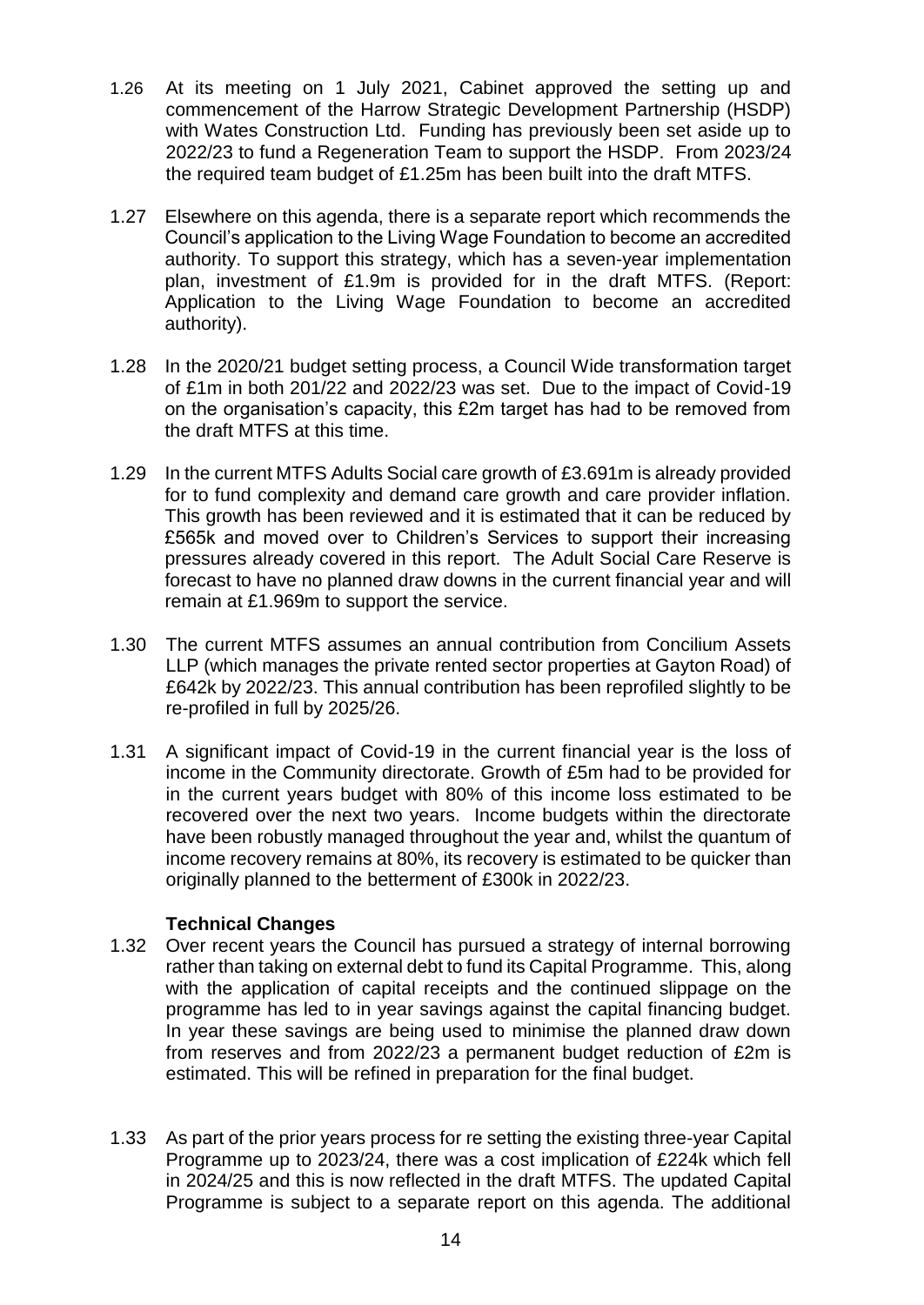1.26 At its meeting on 1 July 2021, Cabinet approved the setting up and commencement of the Harrow Strategic Development Partnership (HSDP) with Wates Construction Ltd. Funding has previously been set aside up to 2022/23 to fund a Regeneration Team to support the HSDP. From 2023/24 the required team budget of £1.25m has been built into the draft MTFS.

1.27 Elsewhere on this agenda, there is a separate report which recommends the Council's application to the Living Wage Foundation to become an accredited authority. To support this strategy, which has a seven-year implementation plan, investment of £1.9m is provided for in the draft MTFS. (Report: Application to the Living Wage Foundation to become an accredited authority).

1.28 In the 2020/21 budget setting process, a Council Wide transformation target of £1m in both 201/22 and 2022/23 was set. Due to the impact of Covid-19 on the organisation's capacity, this £2m target has had to be removed from the draft MTFS at this time.

1.29 In the current MTFS Adults Social care growth of £3.691m is already provided for to fund complexity and demand care growth and care provider inflation. This growth has been reviewed and it is estimated that it can be reduced by £565k and moved over to Children's Services to support their increasing pressures already covered in this report. The Adult Social Care Reserve is forecast to have no planned draw downs in the current financial year and will remain at £1.969m to support the service.

1.30 The current MTFS assumes an annual contribution from Concilium Assets LLP (which manages the private rented sector properties at Gayton Road) of £642k by 2022/23. This annual contribution has been reprofiled slightly to be re-profiled in full by 2025/26.

1.31 A significant impact of Covid-19 in the current financial year is the loss of income in the Community directorate. Growth of £5m had to be provided for in the current years budget with 80% of this income loss estimated to be recovered over the next two years. Income budgets within the directorate have been robustly managed throughout the year and, whilst the quantum of income recovery remains at 80%, its recovery is estimated to be quicker than originally planned to the betterment of £300k in 2022/23.

**Technical Changes**

1.32 Over recent years the Council has pursued a strategy of internal borrowing rather than taking on external debt to fund its Capital Programme. This, along with the application of capital receipts and the continued slippage on the programme has led to in year savings against the capital financing budget. In year these savings are being used to minimise the planned draw down from reserves and from 2022/23 a permanent budget reduction of £2m is estimated. This will be refined in preparation for the final budget.

1.33 As part of the prior years process for re setting the existing three-year Capital Programme up to 2023/24, there was a cost implication of £224k which fell in 2024/25 and this is now reflected in the draft MTFS. The updated Capital Programme is subject to a separate report on this agenda. The additional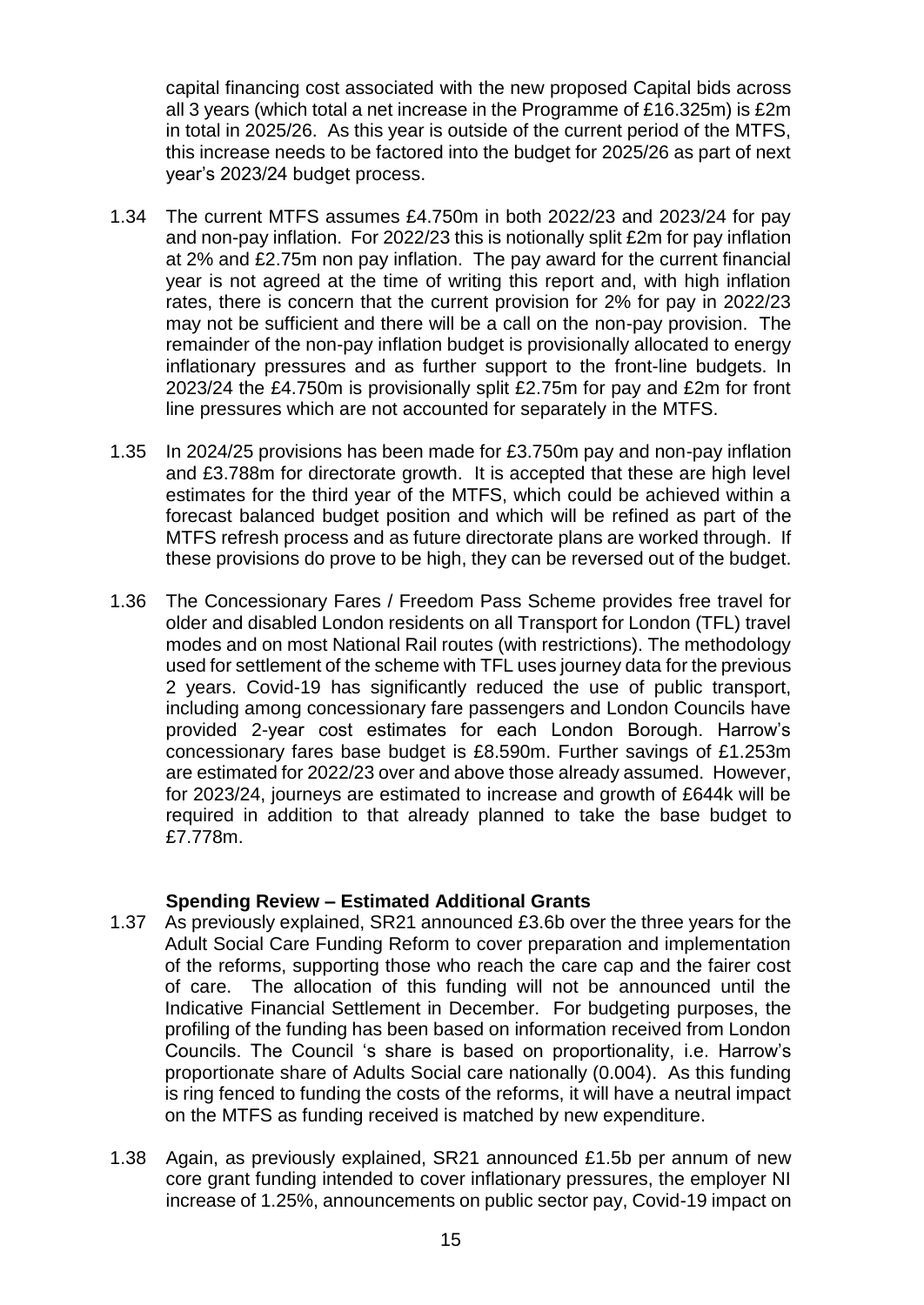capital financing cost associated with the new proposed Capital bids across all 3 years (which total a net increase in the Programme of £16.325m) is £2m in total in 2025/26. As this year is outside of the current period of the MTFS, this increase needs to be factored into the budget for 2025/26 as part of next year's 2023/24 budget process.

1.34 The current MTFS assumes £4.750m in both 2022/23 and 2023/24 for pay and non-pay inflation. For 2022/23 this is notionally split £2m for pay inflation at 2% and £2.75m non pay inflation. The pay award for the current financial year is not agreed at the time of writing this report and, with high inflation rates, there is concern that the current provision for 2% for pay in 2022/23 may not be sufficient and there will be a call on the non-pay provision. The remainder of the non-pay inflation budget is provisionally allocated to energy inflationary pressures and as further support to the front-line budgets. In 2023/24 the £4.750m is provisionally split £2.75m for pay and £2m for front line pressures which are not accounted for separately in the MTFS.

1.35 In 2024/25 provisions has been made for £3.750m pay and non-pay inflation and £3.788m for directorate growth. It is accepted that these are high level estimates for the third year of the MTFS, which could be achieved within a forecast balanced budget position and which will be refined as part of the MTFS refresh process and as future directorate plans are worked through. If these provisions do prove to be high, they can be reversed out of the budget.

1.36 The Concessionary Fares / Freedom Pass Scheme provides free travel for older and disabled London residents on all Transport for London (TFL) travel modes and on most National Rail routes (with restrictions). The methodology used for settlement of the scheme with TFL uses journey data for the previous 2 years. Covid-19 has significantly reduced the use of public transport, including among concessionary fare passengers and London Councils have provided 2-year cost estimates for each London Borough. Harrow's concessionary fares base budget is £8.590m. Further savings of £1.253m are estimated for 2022/23 over and above those already assumed. However, for 2023/24, journeys are estimated to increase and growth of £644k will be required in addition to that already planned to take the base budget to £7.778m.

**Spending Review – Estimated Additional Grants**

1.37 As previously explained, SR21 announced £3.6b over the three years for the Adult Social Care Funding Reform to cover preparation and implementation of the reforms, supporting those who reach the care cap and the fairer cost of care. The allocation of this funding will not be announced until the Indicative Financial Settlement in December. For budgeting purposes, the profiling of the funding has been based on information received from London Councils. The Council 's share is based on proportionality, i.e. Harrow's proportionate share of Adults Social care nationally (0.004). As this funding is ring fenced to funding the costs of the reforms, it will have a neutral impact on the MTFS as funding received is matched by new expenditure.

1.38 Again, as previously explained, SR21 announced £1.5b per annum of new core grant funding intended to cover inflationary pressures, the employer NI increase of 1.25%, announcements on public sector pay, Covid-19 impact on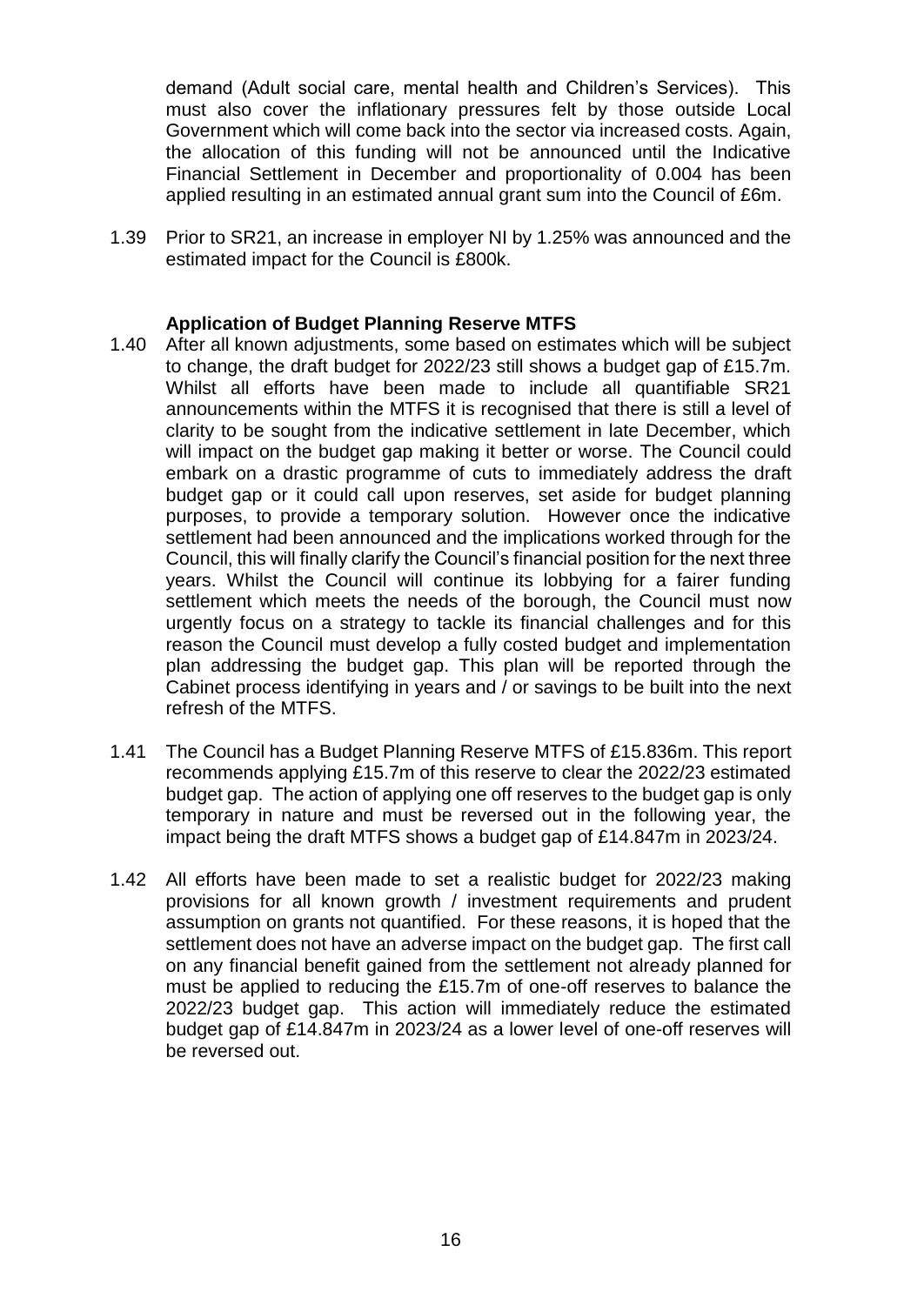demand (Adult social care, mental health and Children's Services). This must also cover the inflationary pressures felt by those outside Local Government which will come back into the sector via increased costs. Again, the allocation of this funding will not be announced until the Indicative Financial Settlement in December and proportionality of 0.004 has been applied resulting in an estimated annual grant sum into the Council of £6m.

1.39 Prior to SR21, an increase in employer NI by 1.25% was announced and the estimated impact for the Council is £800k.

**Application of Budget Planning Reserve MTFS**

1.40 After all known adjustments, some based on estimates which will be subject to change, the draft budget for 2022/23 still shows a budget gap of £15.7m. Whilst all efforts have been made to include all quantifiable SR21 announcements within the MTFS it is recognised that there is still a level of clarity to be sought from the indicative settlement in late December, which will impact on the budget gap making it better or worse. The Council could embark on a drastic programme of cuts to immediately address the draft budget gap or it could call upon reserves, set aside for budget planning purposes, to provide a temporary solution. However once the indicative settlement had been announced and the implications worked through for the Council, this will finally clarify the Council's financial position for the next three years. Whilst the Council will continue its lobbying for a fairer funding settlement which meets the needs of the borough, the Council must now urgently focus on a strategy to tackle its financial challenges and for this reason the Council must develop a fully costed budget and implementation plan addressing the budget gap. This plan will be reported through the Cabinet process identifying in years and / or savings to be built into the next refresh of the MTFS.

1.41 The Council has a Budget Planning Reserve MTFS of £15.836m. This report recommends applying £15.7m of this reserve to clear the 2022/23 estimated budget gap. The action of applying one off reserves to the budget gap is only temporary in nature and must be reversed out in the following year, the impact being the draft MTFS shows a budget gap of £14.847m in 2023/24.

1.42 All efforts have been made to set a realistic budget for 2022/23 making provisions for all known growth / investment requirements and prudent assumption on grants not quantified. For these reasons, it is hoped that the settlement does not have an adverse impact on the budget gap. The first call on any financial benefit gained from the settlement not already planned for must be applied to reducing the £15.7m of one-off reserves to balance the 2022/23 budget gap. This action will immediately reduce the estimated budget gap of £14.847m in 2023/24 as a lower level of one-off reserves will be reversed out.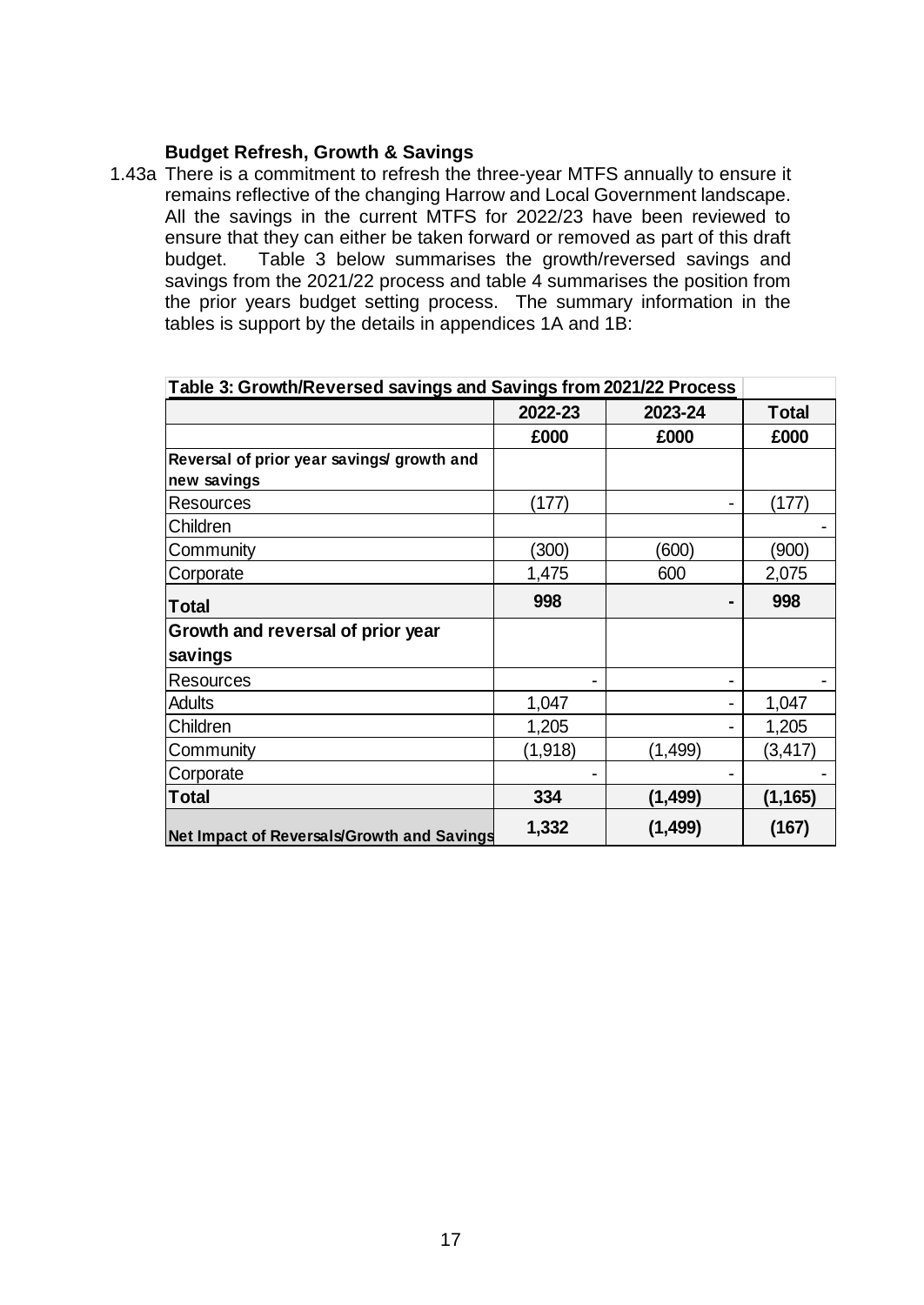### Budget Refresh, Growth & Savings

1.43a There is a commitment to refresh the three-year MTFS annually to ensure it remains reflective of the changing Harrow and Local Government landscape. All the savings in the current MTFS for 2022/23 have been reviewed to ensure that they can either be taken forward or removed as part of this draft budget. Table 3 below summarises the growth/reversed savings and savings from the 2021/22 process and table 4 summarises the position from the prior years budget setting process. The summary information in the tables is support by the details in appendices 1A and 1B:

| Table 3: Growth/Reversed savings and Savings from 2021/22 Process | | | |
|---|---|---|---|
| | **2022-23** | **2023-24** | **Total** |
| | **£000** | **£000** | **£000** |
| **Reversal of prior year savings/ growth and new savings** | | | |
| Resources | (177) | - | (177) |
| Children | | | - |
| Community | (300) | (600) | (900) |
| Corporate | 1,475 | 600 | 2,075 |
| **Total** | **998** | **-** | **998** |
| **Growth and reversal of prior year savings** | | | |
| Resources | - | - | - |
| Adults | 1,047 | - | 1,047 |
| Children | 1,205 | - | 1,205 |
| Community | (1,918) | (1,499) | (3,417) |
| Corporate | - | - | - |
| **Total** | **334** | **(1,499)** | **(1,165)** |
| **Net Impact of Reversals/Growth and Savings** | **1,332** | **(1,499)** | **(167)** |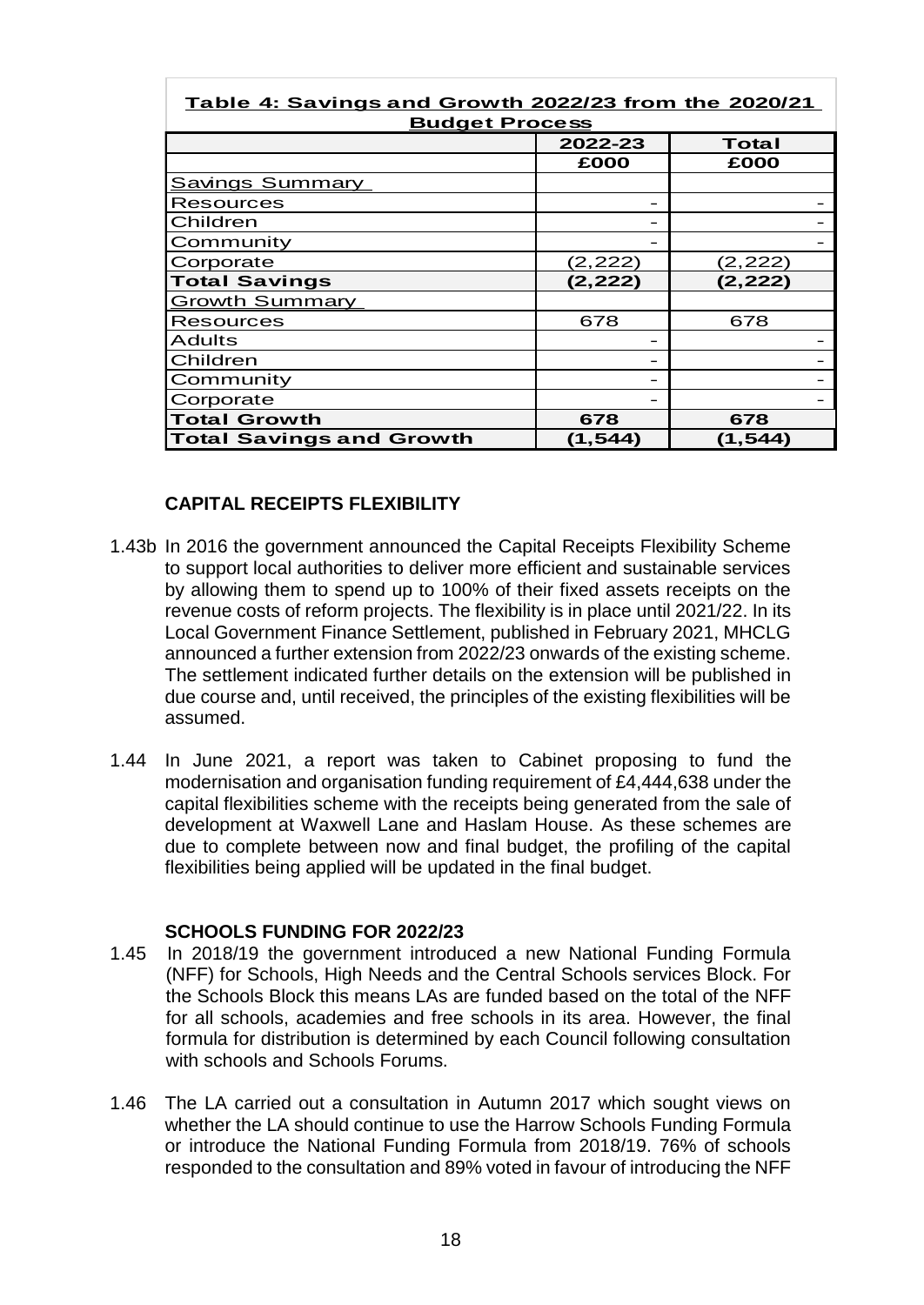**Table 4: Savings and Growth 2022/23 from the 2020/21 Budget Process**

| | 2022-23 | Total |
|---|---|---|
| | £000 | £000 |
| Savings Summary | | |
| Resources | - | - |
| Children | - | - |
| Community | - | - |
| Corporate | (2,222) | (2,222) |
| **Total Savings** | **(2,222)** | **(2,222)** |
| Growth Summary | | |
| Resources | 678 | 678 |
| Adults | - | - |
| Children | - | - |
| Community | - | - |
| Corporate | - | - |
| **Total Growth** | **678** | **678** |
| **Total Savings and Growth** | **(1,544)** | **(1,544)** |

**CAPITAL RECEIPTS FLEXIBILITY**

1.43b In 2016 the government announced the Capital Receipts Flexibility Scheme to support local authorities to deliver more efficient and sustainable services by allowing them to spend up to 100% of their fixed assets receipts on the revenue costs of reform projects. The flexibility is in place until 2021/22. In its Local Government Finance Settlement, published in February 2021, MHCLG announced a further extension from 2022/23 onwards of the existing scheme. The settlement indicated further details on the extension will be published in due course and, until received, the principles of the existing flexibilities will be assumed.

1.44 In June 2021, a report was taken to Cabinet proposing to fund the modernisation and organisation funding requirement of £4,444,638 under the capital flexibilities scheme with the receipts being generated from the sale of development at Waxwell Lane and Haslam House. As these schemes are due to complete between now and final budget, the profiling of the capital flexibilities being applied will be updated in the final budget.

**SCHOOLS FUNDING FOR 2022/23**

1.45 In 2018/19 the government introduced a new National Funding Formula (NFF) for Schools, High Needs and the Central Schools services Block. For the Schools Block this means LAs are funded based on the total of the NFF for all schools, academies and free schools in its area. However, the final formula for distribution is determined by each Council following consultation with schools and Schools Forums.

1.46 The LA carried out a consultation in Autumn 2017 which sought views on whether the LA should continue to use the Harrow Schools Funding Formula or introduce the National Funding Formula from 2018/19. 76% of schools responded to the consultation and 89% voted in favour of introducing the NFF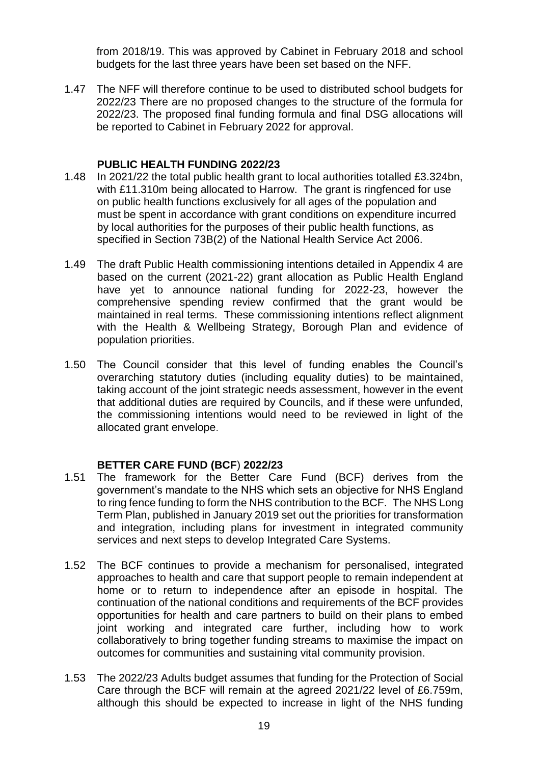from 2018/19. This was approved by Cabinet in February 2018 and school budgets for the last three years have been set based on the NFF.

1.47 The NFF will therefore continue to be used to distributed school budgets for 2022/23 There are no proposed changes to the structure of the formula for 2022/23. The proposed final funding formula and final DSG allocations will be reported to Cabinet in February 2022 for approval.

**PUBLIC HEALTH FUNDING 2022/23**

1.48 In 2021/22 the total public health grant to local authorities totalled £3.324bn, with £11.310m being allocated to Harrow. The grant is ringfenced for use on public health functions exclusively for all ages of the population and must be spent in accordance with grant conditions on expenditure incurred by local authorities for the purposes of their public health functions, as specified in Section 73B(2) of the National Health Service Act 2006.

1.49 The draft Public Health commissioning intentions detailed in Appendix 4 are based on the current (2021-22) grant allocation as Public Health England have yet to announce national funding for 2022-23, however the comprehensive spending review confirmed that the grant would be maintained in real terms. These commissioning intentions reflect alignment with the Health & Wellbeing Strategy, Borough Plan and evidence of population priorities.

1.50 The Council consider that this level of funding enables the Council's overarching statutory duties (including equality duties) to be maintained, taking account of the joint strategic needs assessment, however in the event that additional duties are required by Councils, and if these were unfunded, the commissioning intentions would need to be reviewed in light of the allocated grant envelope.

**BETTER CARE FUND (BCF) 2022/23**

1.51 The framework for the Better Care Fund (BCF) derives from the government's mandate to the NHS which sets an objective for NHS England to ring fence funding to form the NHS contribution to the BCF. The NHS Long Term Plan, published in January 2019 set out the priorities for transformation and integration, including plans for investment in integrated community services and next steps to develop Integrated Care Systems.

1.52 The BCF continues to provide a mechanism for personalised, integrated approaches to health and care that support people to remain independent at home or to return to independence after an episode in hospital. The continuation of the national conditions and requirements of the BCF provides opportunities for health and care partners to build on their plans to embed joint working and integrated care further, including how to work collaboratively to bring together funding streams to maximise the impact on outcomes for communities and sustaining vital community provision.

1.53 The 2022/23 Adults budget assumes that funding for the Protection of Social Care through the BCF will remain at the agreed 2021/22 level of £6.759m, although this should be expected to increase in light of the NHS funding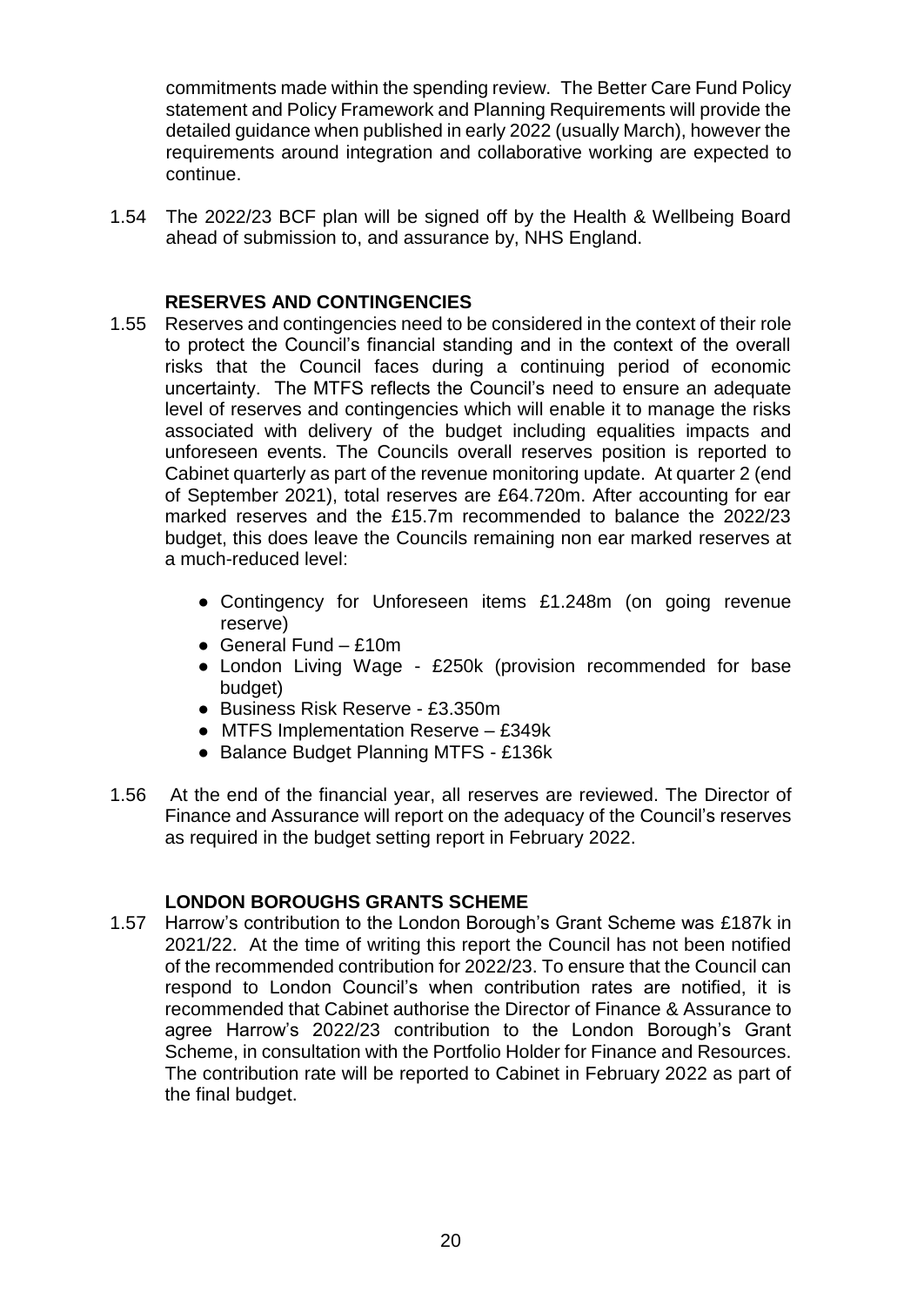commitments made within the spending review. The Better Care Fund Policy statement and Policy Framework and Planning Requirements will provide the detailed guidance when published in early 2022 (usually March), however the requirements around integration and collaborative working are expected to continue.

1.54 The 2022/23 BCF plan will be signed off by the Health & Wellbeing Board ahead of submission to, and assurance by, NHS England.

**RESERVES AND CONTINGENCIES**

1.55 Reserves and contingencies need to be considered in the context of their role to protect the Council's financial standing and in the context of the overall risks that the Council faces during a continuing period of economic uncertainty. The MTFS reflects the Council's need to ensure an adequate level of reserves and contingencies which will enable it to manage the risks associated with delivery of the budget including equalities impacts and unforeseen events. The Councils overall reserves position is reported to Cabinet quarterly as part of the revenue monitoring update. At quarter 2 (end of September 2021), total reserves are £64.720m. After accounting for ear marked reserves and the £15.7m recommended to balance the 2022/23 budget, this does leave the Councils remaining non ear marked reserves at a much-reduced level:

- Contingency for Unforeseen items £1.248m (on going revenue reserve)
- General Fund – £10m
- London Living Wage - £250k (provision recommended for base budget)
- Business Risk Reserve - £3.350m
- MTFS Implementation Reserve – £349k
- Balance Budget Planning MTFS - £136k

1.56 At the end of the financial year, all reserves are reviewed. The Director of Finance and Assurance will report on the adequacy of the Council's reserves as required in the budget setting report in February 2022.

**LONDON BOROUGHS GRANTS SCHEME**

1.57 Harrow's contribution to the London Borough's Grant Scheme was £187k in 2021/22. At the time of writing this report the Council has not been notified of the recommended contribution for 2022/23. To ensure that the Council can respond to London Council's when contribution rates are notified, it is recommended that Cabinet authorise the Director of Finance & Assurance to agree Harrow's 2022/23 contribution to the London Borough's Grant Scheme, in consultation with the Portfolio Holder for Finance and Resources. The contribution rate will be reported to Cabinet in February 2022 as part of the final budget.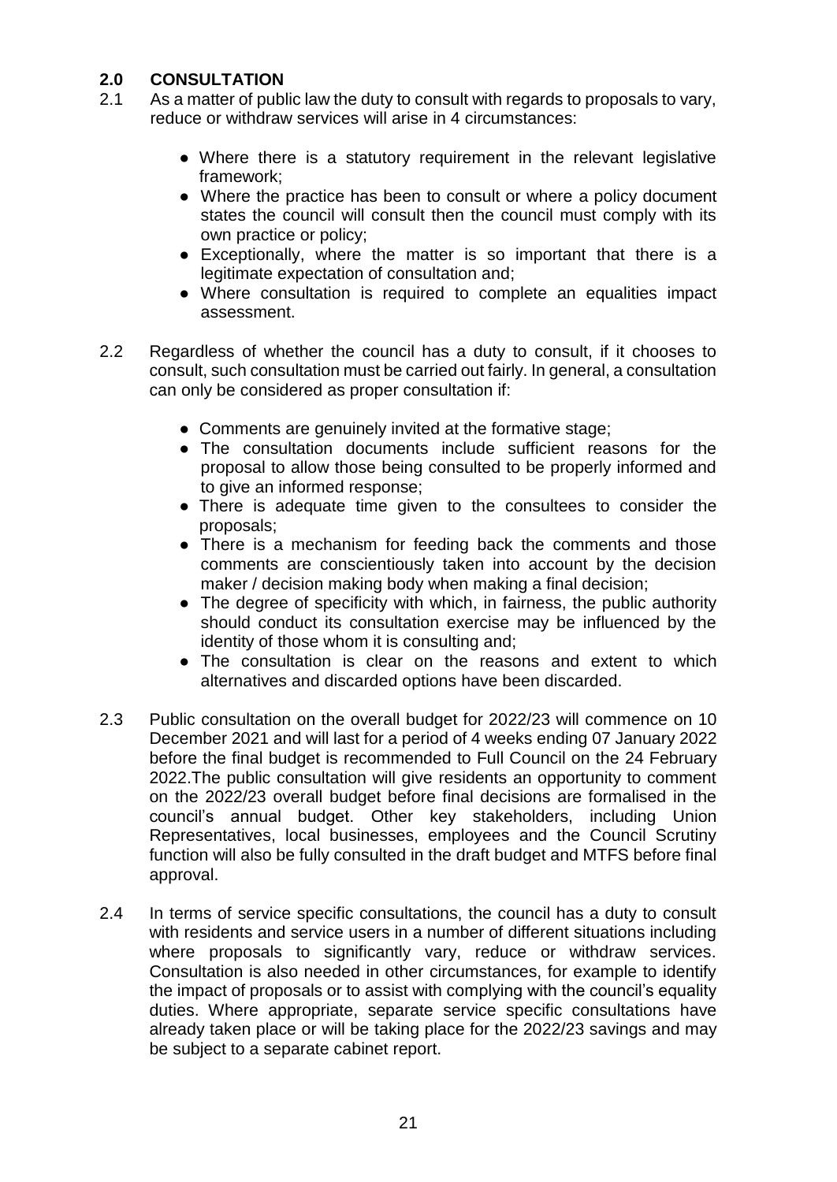## 2.0 CONSULTATION

2.1 As a matter of public law the duty to consult with regards to proposals to vary, reduce or withdraw services will arise in 4 circumstances:

- Where there is a statutory requirement in the relevant legislative framework;
- Where the practice has been to consult or where a policy document states the council will consult then the council must comply with its own practice or policy;
- Exceptionally, where the matter is so important that there is a legitimate expectation of consultation and;
- Where consultation is required to complete an equalities impact assessment.

2.2 Regardless of whether the council has a duty to consult, if it chooses to consult, such consultation must be carried out fairly. In general, a consultation can only be considered as proper consultation if:

- Comments are genuinely invited at the formative stage;
- The consultation documents include sufficient reasons for the proposal to allow those being consulted to be properly informed and to give an informed response;
- There is adequate time given to the consultees to consider the proposals;
- There is a mechanism for feeding back the comments and those comments are conscientiously taken into account by the decision maker / decision making body when making a final decision;
- The degree of specificity with which, in fairness, the public authority should conduct its consultation exercise may be influenced by the identity of those whom it is consulting and;
- The consultation is clear on the reasons and extent to which alternatives and discarded options have been discarded.

2.3 Public consultation on the overall budget for 2022/23 will commence on 10 December 2021 and will last for a period of 4 weeks ending 07 January 2022 before the final budget is recommended to Full Council on the 24 February 2022.The public consultation will give residents an opportunity to comment on the 2022/23 overall budget before final decisions are formalised in the council's annual budget. Other key stakeholders, including Union Representatives, local businesses, employees and the Council Scrutiny function will also be fully consulted in the draft budget and MTFS before final approval.

2.4 In terms of service specific consultations, the council has a duty to consult with residents and service users in a number of different situations including where proposals to significantly vary, reduce or withdraw services. Consultation is also needed in other circumstances, for example to identify the impact of proposals or to assist with complying with the council's equality duties. Where appropriate, separate service specific consultations have already taken place or will be taking place for the 2022/23 savings and may be subject to a separate cabinet report.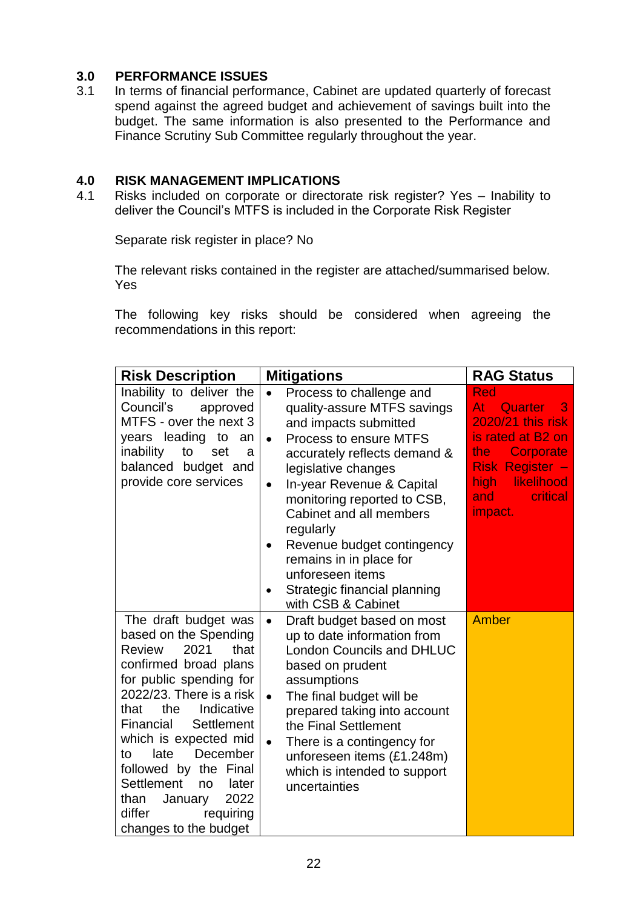## 3.0 PERFORMANCE ISSUES

3.1 In terms of financial performance, Cabinet are updated quarterly of forecast spend against the agreed budget and achievement of savings built into the budget. The same information is also presented to the Performance and Finance Scrutiny Sub Committee regularly throughout the year.

## 4.0 RISK MANAGEMENT IMPLICATIONS

4.1 Risks included on corporate or directorate risk register? Yes – Inability to deliver the Council's MTFS is included in the Corporate Risk Register

Separate risk register in place? No

The relevant risks contained in the register are attached/summarised below. Yes

The following key risks should be considered when agreeing the recommendations in this report:

| Risk Description | Mitigations | RAG Status |
|---|---|---|
| Inability to deliver the Council's approved MTFS - over the next 3 years leading to an inability to set a balanced budget and provide core services | • Process to challenge and quality-assure MTFS savings and impacts submitted<br>• Process to ensure MTFS accurately reflects demand & legislative changes<br>• In-year Revenue & Capital monitoring reported to CSB, Cabinet and all members regularly<br>• Revenue budget contingency remains in in place for unforeseen items<br>• Strategic financial planning with CSB & Cabinet | Red<br>At Quarter 3 2020/21 this risk is rated at B2 on the Corporate Risk Register – high likelihood and critical impact. |
| The draft budget was based on the Spending Review 2021 that confirmed broad plans for public spending for 2022/23. There is a risk that the Indicative Financial Settlement which is expected mid to late December followed by the Final Settlement no later than January 2022 differ requiring changes to the budget | • Draft budget based on most up to date information from London Councils and DHLUC based on prudent assumptions<br>• The final budget will be prepared taking into account the Final Settlement<br>• There is a contingency for unforeseen items (£1.248m) which is intended to support uncertainties | Amber |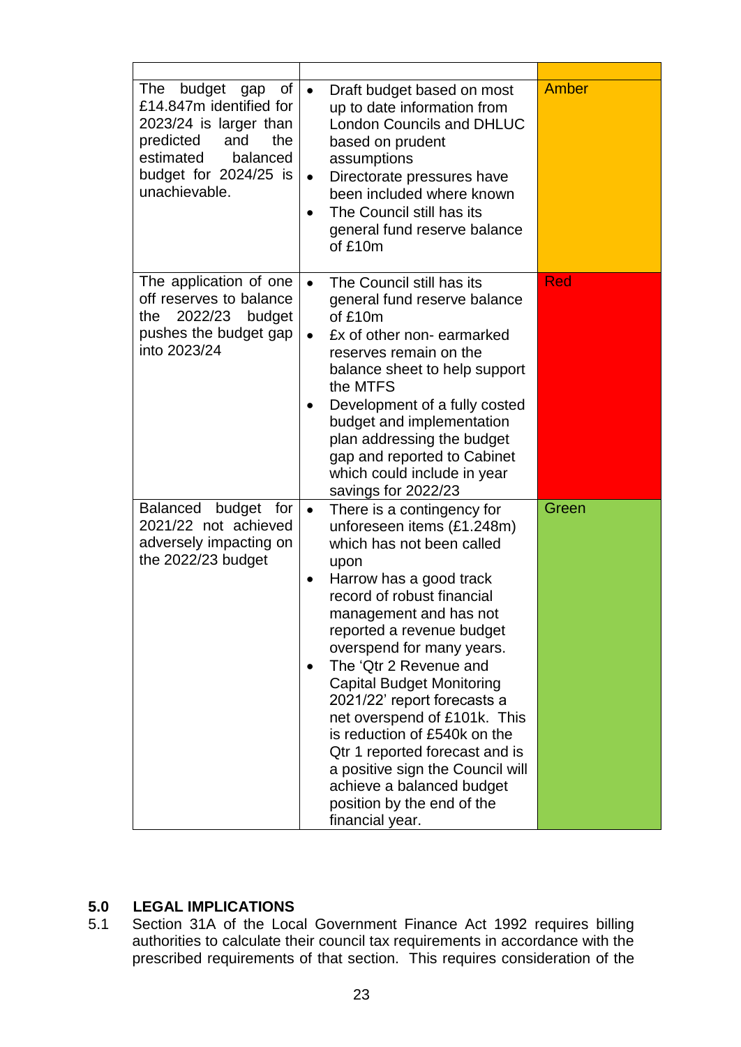| | | |
|---|---|---|
| The budget gap of £14.847m identified for 2023/24 is larger than predicted and the estimated balanced budget for 2024/25 is unachievable. | • Draft budget based on most up to date information from London Councils and DHLUC based on prudent assumptions<br>• Directorate pressures have been included where known<br>• The Council still has its general fund reserve balance of £10m | Amber |
| The application of one off reserves to balance the 2022/23 budget pushes the budget gap into 2023/24 | • The Council still has its general fund reserve balance of £10m<br>• £x of other non- earmarked reserves remain on the balance sheet to help support the MTFS<br>• Development of a fully costed budget and implementation plan addressing the budget gap and reported to Cabinet which could include in year savings for 2022/23 | Red |
| Balanced budget for 2021/22 not achieved adversely impacting on the 2022/23 budget | • There is a contingency for unforeseen items (£1.248m) which has not been called upon<br>• Harrow has a good track record of robust financial management and has not reported a revenue budget overspend for many years.<br>• The 'Qtr 2 Revenue and Capital Budget Monitoring 2021/22' report forecasts a net overspend of £101k. This is reduction of £540k on the Qtr 1 reported forecast and is a positive sign the Council will achieve a balanced budget position by the end of the financial year. | Green |

## 5.0 LEGAL IMPLICATIONS

5.1 Section 31A of the Local Government Finance Act 1992 requires billing authorities to calculate their council tax requirements in accordance with the prescribed requirements of that section. This requires consideration of the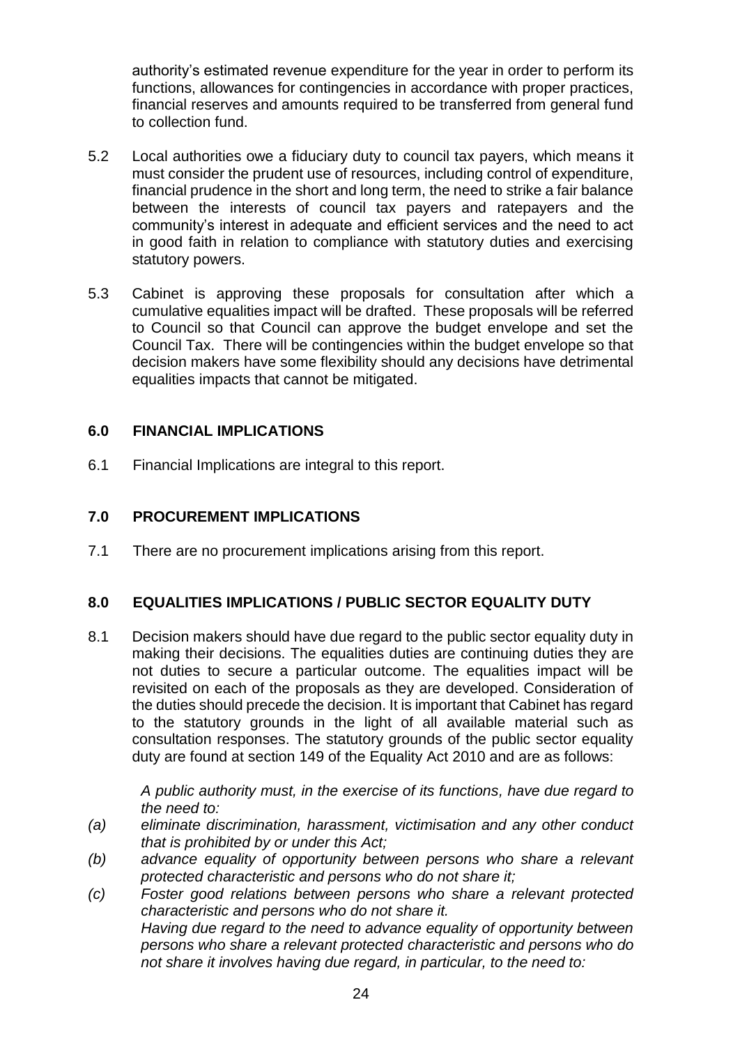authority's estimated revenue expenditure for the year in order to perform its functions, allowances for contingencies in accordance with proper practices, financial reserves and amounts required to be transferred from general fund to collection fund.

5.2 Local authorities owe a fiduciary duty to council tax payers, which means it must consider the prudent use of resources, including control of expenditure, financial prudence in the short and long term, the need to strike a fair balance between the interests of council tax payers and ratepayers and the community's interest in adequate and efficient services and the need to act in good faith in relation to compliance with statutory duties and exercising statutory powers.

5.3 Cabinet is approving these proposals for consultation after which a cumulative equalities impact will be drafted. These proposals will be referred to Council so that Council can approve the budget envelope and set the Council Tax. There will be contingencies within the budget envelope so that decision makers have some flexibility should any decisions have detrimental equalities impacts that cannot be mitigated.

## 6.0 FINANCIAL IMPLICATIONS

6.1 Financial Implications are integral to this report.

## 7.0 PROCUREMENT IMPLICATIONS

7.1 There are no procurement implications arising from this report.

## 8.0 EQUALITIES IMPLICATIONS / PUBLIC SECTOR EQUALITY DUTY

8.1 Decision makers should have due regard to the public sector equality duty in making their decisions. The equalities duties are continuing duties they are not duties to secure a particular outcome. The equalities impact will be revisited on each of the proposals as they are developed. Consideration of the duties should precede the decision. It is important that Cabinet has regard to the statutory grounds in the light of all available material such as consultation responses. The statutory grounds of the public sector equality duty are found at section 149 of the Equality Act 2010 and are as follows:

*A public authority must, in the exercise of its functions, have due regard to the need to:*

*(a) eliminate discrimination, harassment, victimisation and any other conduct that is prohibited by or under this Act;*

*(b) advance equality of opportunity between persons who share a relevant protected characteristic and persons who do not share it;*

*(c) Foster good relations between persons who share a relevant protected characteristic and persons who do not share it.*

*Having due regard to the need to advance equality of opportunity between persons who share a relevant protected characteristic and persons who do not share it involves having due regard, in particular, to the need to:*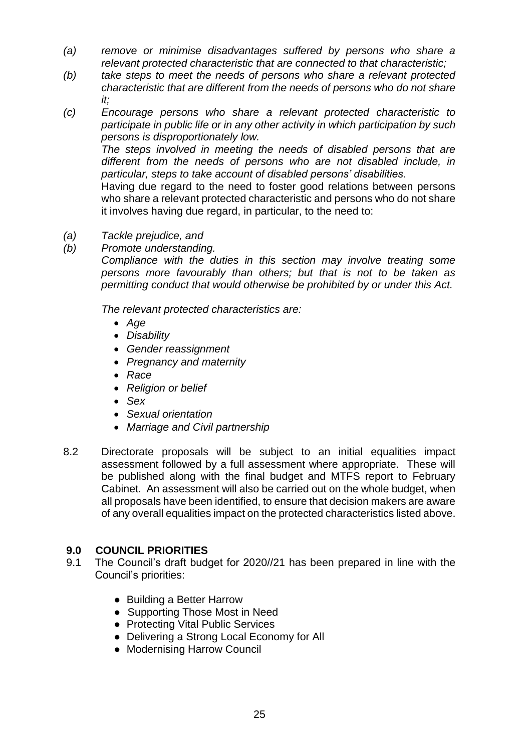*(a) remove or minimise disadvantages suffered by persons who share a relevant protected characteristic that are connected to that characteristic;*

*(b) take steps to meet the needs of persons who share a relevant protected characteristic that are different from the needs of persons who do not share it;*

*(c) Encourage persons who share a relevant protected characteristic to participate in public life or in any other activity in which participation by such persons is disproportionately low.*

*The steps involved in meeting the needs of disabled persons that are different from the needs of persons who are not disabled include, in particular, steps to take account of disabled persons' disabilities.*

Having due regard to the need to foster good relations between persons who share a relevant protected characteristic and persons who do not share it involves having due regard, in particular, to the need to:

*(a) Tackle prejudice, and*

*(b) Promote understanding.*

*Compliance with the duties in this section may involve treating some persons more favourably than others; but that is not to be taken as permitting conduct that would otherwise be prohibited by or under this Act.*

*The relevant protected characteristics are:*

- *Age*
- *Disability*
- *Gender reassignment*
- *Pregnancy and maternity*
- *Race*
- *Religion or belief*
- *Sex*
- *Sexual orientation*
- *Marriage and Civil partnership*

8.2 Directorate proposals will be subject to an initial equalities impact assessment followed by a full assessment where appropriate. These will be published along with the final budget and MTFS report to February Cabinet. An assessment will also be carried out on the whole budget, when all proposals have been identified, to ensure that decision makers are aware of any overall equalities impact on the protected characteristics listed above.

## 9.0 COUNCIL PRIORITIES

9.1 The Council's draft budget for 2020//21 has been prepared in line with the Council's priorities:

- Building a Better Harrow
- Supporting Those Most in Need
- Protecting Vital Public Services
- Delivering a Strong Local Economy for All
- Modernising Harrow Council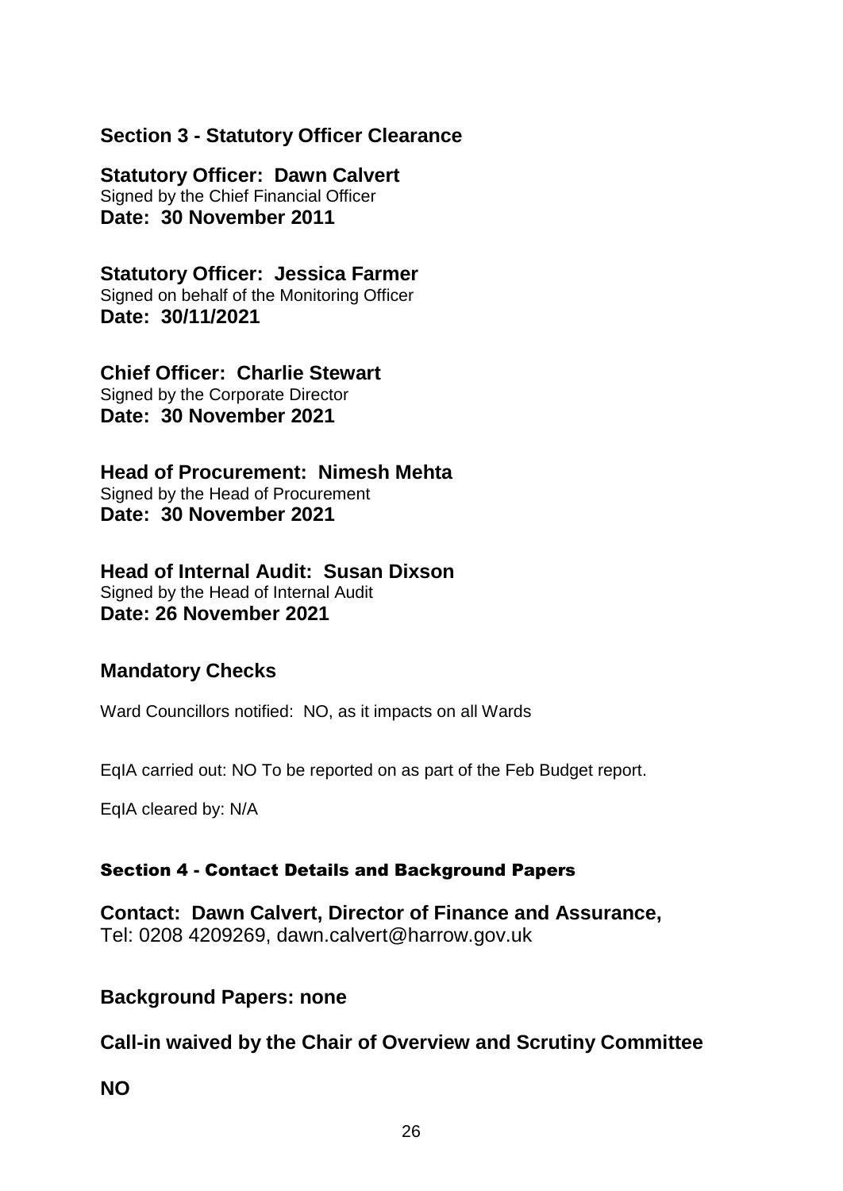## Section 3 - Statutory Officer Clearance

**Statutory Officer: Dawn Calvert**
Signed by the Chief Financial Officer
**Date: 30 November 2011**

**Statutory Officer: Jessica Farmer**
Signed on behalf of the Monitoring Officer
**Date: 30/11/2021**

**Chief Officer: Charlie Stewart**
Signed by the Corporate Director
**Date: 30 November 2021**

**Head of Procurement: Nimesh Mehta**
Signed by the Head of Procurement
**Date: 30 November 2021**

**Head of Internal Audit: Susan Dixson**
Signed by the Head of Internal Audit
**Date: 26 November 2021**

## Mandatory Checks

Ward Councillors notified: NO, as it impacts on all Wards

EqIA carried out: NO To be reported on as part of the Feb Budget report.

EqIA cleared by: N/A

## Section 4 - Contact Details and Background Papers

**Contact: Dawn Calvert, Director of Finance and Assurance,**
Tel: 0208 4209269, dawn.calvert@harrow.gov.uk

**Background Papers: none**

**Call-in waived by the Chair of Overview and Scrutiny Committee**

**NO**